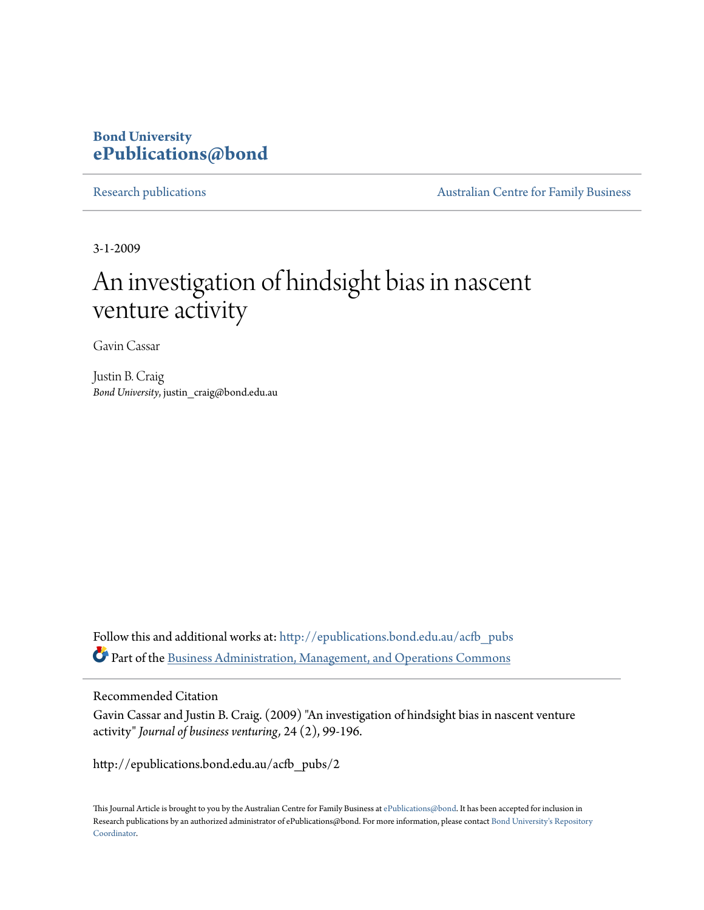Bond University
**ePublications@bond**

Research publications | Australian Centre for Family Business

3-1-2009

# An investigation of hindsight bias in nascent venture activity

Gavin Cassar

Justin B. Craig
*Bond University*, justin_craig@bond.edu.au

Follow this and additional works at: http://epublications.bond.edu.au/acfb_pubs

Part of the Business Administration, Management, and Operations Commons

Recommended Citation

Gavin Cassar and Justin B. Craig. (2009) "An investigation of hindsight bias in nascent venture activity" *Journal of business venturing*, 24 (2), 99-196.

http://epublications.bond.edu.au/acfb_pubs/2

This Journal Article is brought to you by the Australian Centre for Family Business at ePublications@bond. It has been accepted for inclusion in Research publications by an authorized administrator of ePublications@bond. For more information, please contact Bond University's Repository Coordinator.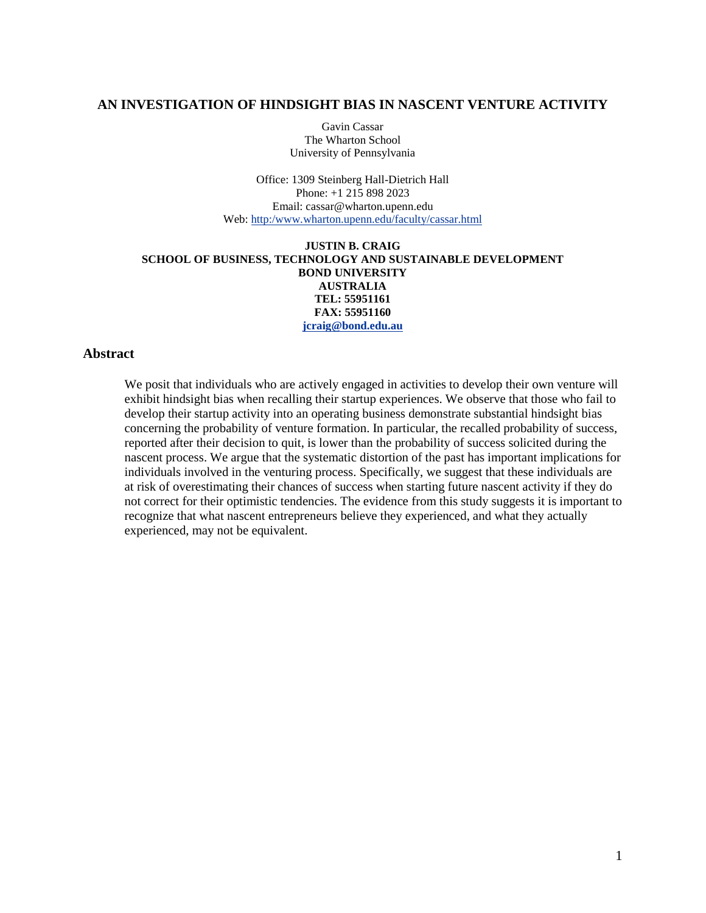# AN INVESTIGATION OF HINDSIGHT BIAS IN NASCENT VENTURE ACTIVITY

Gavin Cassar
The Wharton School
University of Pennsylvania

Office: 1309 Steinberg Hall-Dietrich Hall
Phone: +1 215 898 2023
Email: cassar@wharton.upenn.edu
Web: http:/www.wharton.upenn.edu/faculty/cassar.html

**JUSTIN B. CRAIG**
**SCHOOL OF BUSINESS, TECHNOLOGY AND SUSTAINABLE DEVELOPMENT**
**BOND UNIVERSITY**
**AUSTRALIA**
**TEL: 55951161**
**FAX: 55951160**
**jcraig@bond.edu.au**

## Abstract

We posit that individuals who are actively engaged in activities to develop their own venture will exhibit hindsight bias when recalling their startup experiences. We observe that those who fail to develop their startup activity into an operating business demonstrate substantial hindsight bias concerning the probability of venture formation. In particular, the recalled probability of success, reported after their decision to quit, is lower than the probability of success solicited during the nascent process. We argue that the systematic distortion of the past has important implications for individuals involved in the venturing process. Specifically, we suggest that these individuals are at risk of overestimating their chances of success when starting future nascent activity if they do not correct for their optimistic tendencies. The evidence from this study suggests it is important to recognize that what nascent entrepreneurs believe they experienced, and what they actually experienced, may not be equivalent.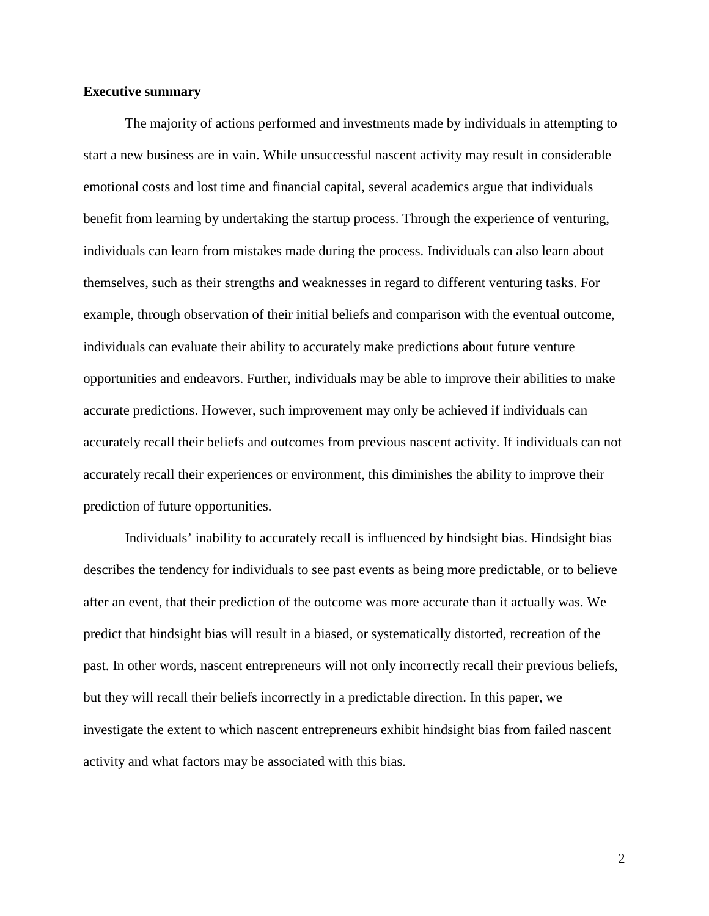**Executive summary**

The majority of actions performed and investments made by individuals in attempting to start a new business are in vain. While unsuccessful nascent activity may result in considerable emotional costs and lost time and financial capital, several academics argue that individuals benefit from learning by undertaking the startup process. Through the experience of venturing, individuals can learn from mistakes made during the process. Individuals can also learn about themselves, such as their strengths and weaknesses in regard to different venturing tasks. For example, through observation of their initial beliefs and comparison with the eventual outcome, individuals can evaluate their ability to accurately make predictions about future venture opportunities and endeavors. Further, individuals may be able to improve their abilities to make accurate predictions. However, such improvement may only be achieved if individuals can accurately recall their beliefs and outcomes from previous nascent activity. If individuals can not accurately recall their experiences or environment, this diminishes the ability to improve their prediction of future opportunities.

Individuals' inability to accurately recall is influenced by hindsight bias. Hindsight bias describes the tendency for individuals to see past events as being more predictable, or to believe after an event, that their prediction of the outcome was more accurate than it actually was. We predict that hindsight bias will result in a biased, or systematically distorted, recreation of the past. In other words, nascent entrepreneurs will not only incorrectly recall their previous beliefs, but they will recall their beliefs incorrectly in a predictable direction. In this paper, we investigate the extent to which nascent entrepreneurs exhibit hindsight bias from failed nascent activity and what factors may be associated with this bias.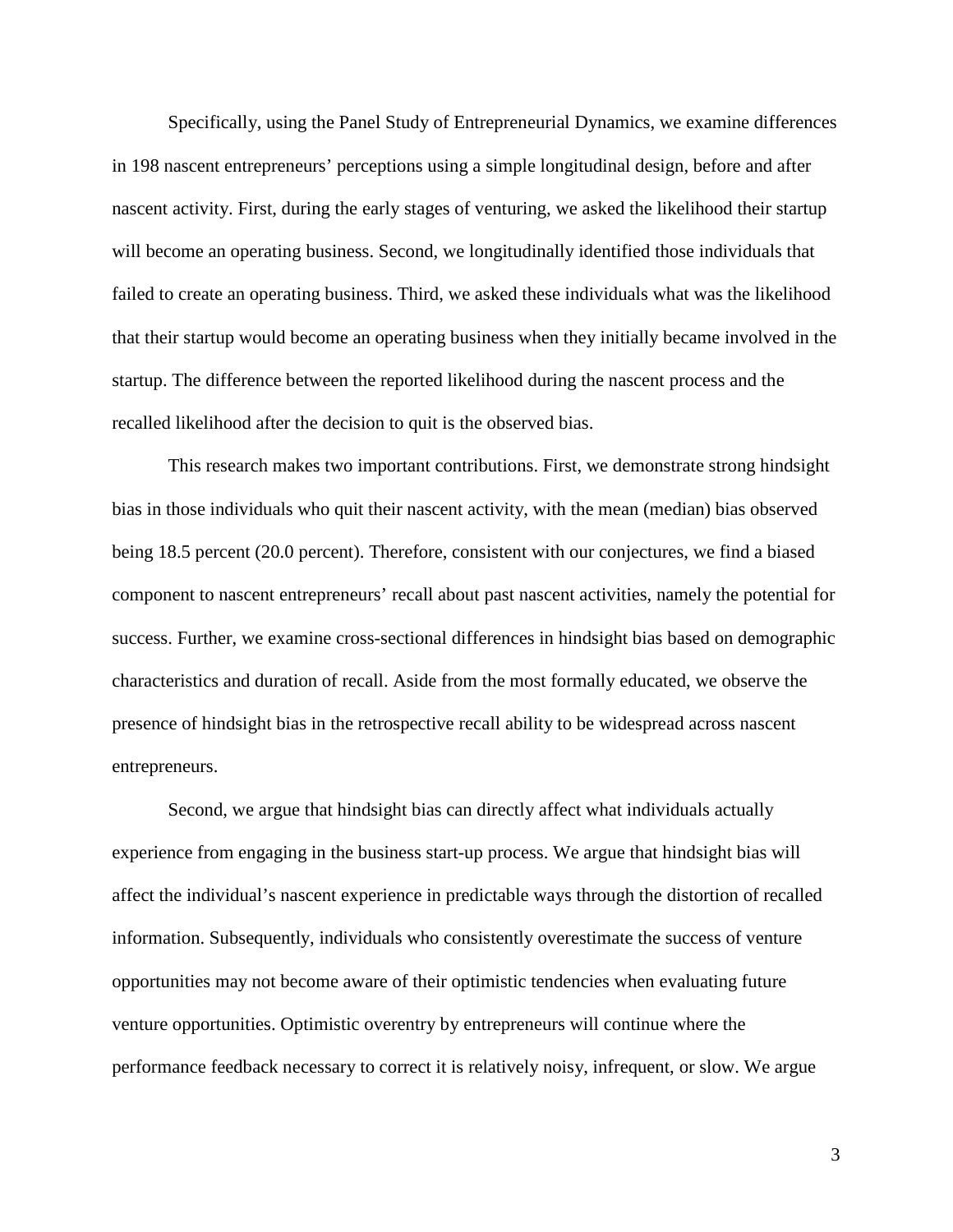Specifically, using the Panel Study of Entrepreneurial Dynamics, we examine differences in 198 nascent entrepreneurs' perceptions using a simple longitudinal design, before and after nascent activity. First, during the early stages of venturing, we asked the likelihood their startup will become an operating business. Second, we longitudinally identified those individuals that failed to create an operating business. Third, we asked these individuals what was the likelihood that their startup would become an operating business when they initially became involved in the startup. The difference between the reported likelihood during the nascent process and the recalled likelihood after the decision to quit is the observed bias.

This research makes two important contributions. First, we demonstrate strong hindsight bias in those individuals who quit their nascent activity, with the mean (median) bias observed being 18.5 percent (20.0 percent). Therefore, consistent with our conjectures, we find a biased component to nascent entrepreneurs' recall about past nascent activities, namely the potential for success. Further, we examine cross-sectional differences in hindsight bias based on demographic characteristics and duration of recall. Aside from the most formally educated, we observe the presence of hindsight bias in the retrospective recall ability to be widespread across nascent entrepreneurs.

Second, we argue that hindsight bias can directly affect what individuals actually experience from engaging in the business start-up process. We argue that hindsight bias will affect the individual's nascent experience in predictable ways through the distortion of recalled information. Subsequently, individuals who consistently overestimate the success of venture opportunities may not become aware of their optimistic tendencies when evaluating future venture opportunities. Optimistic overentry by entrepreneurs will continue where the performance feedback necessary to correct it is relatively noisy, infrequent, or slow. We argue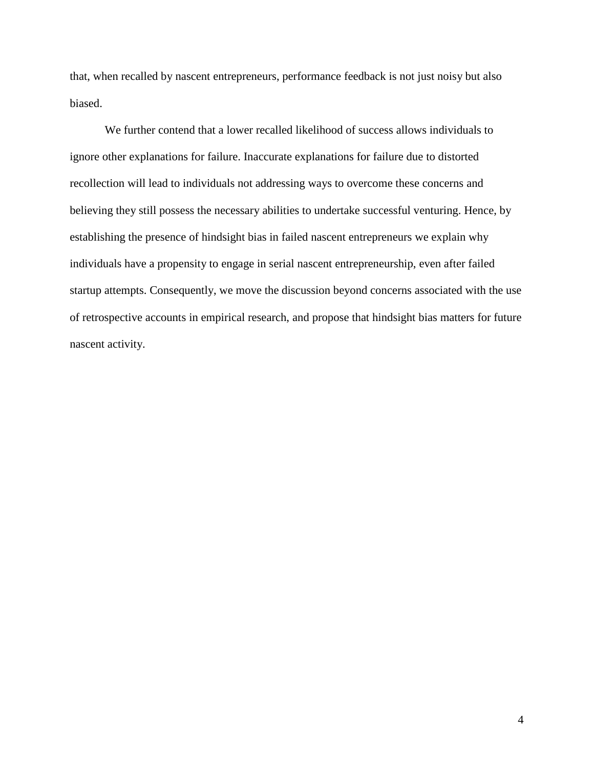that, when recalled by nascent entrepreneurs, performance feedback is not just noisy but also biased.

We further contend that a lower recalled likelihood of success allows individuals to ignore other explanations for failure. Inaccurate explanations for failure due to distorted recollection will lead to individuals not addressing ways to overcome these concerns and believing they still possess the necessary abilities to undertake successful venturing. Hence, by establishing the presence of hindsight bias in failed nascent entrepreneurs we explain why individuals have a propensity to engage in serial nascent entrepreneurship, even after failed startup attempts. Consequently, we move the discussion beyond concerns associated with the use of retrospective accounts in empirical research, and propose that hindsight bias matters for future nascent activity.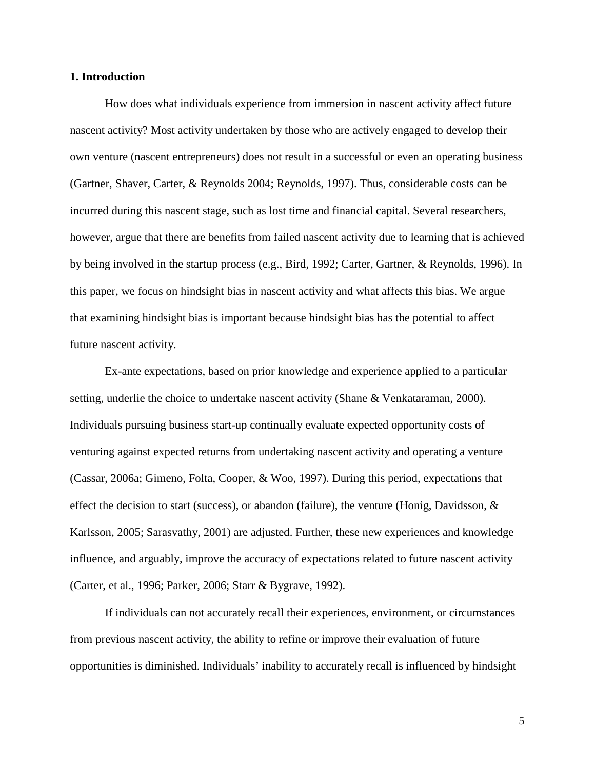## 1. Introduction

How does what individuals experience from immersion in nascent activity affect future nascent activity? Most activity undertaken by those who are actively engaged to develop their own venture (nascent entrepreneurs) does not result in a successful or even an operating business (Gartner, Shaver, Carter, & Reynolds 2004; Reynolds, 1997). Thus, considerable costs can be incurred during this nascent stage, such as lost time and financial capital. Several researchers, however, argue that there are benefits from failed nascent activity due to learning that is achieved by being involved in the startup process (e.g., Bird, 1992; Carter, Gartner, & Reynolds, 1996). In this paper, we focus on hindsight bias in nascent activity and what affects this bias. We argue that examining hindsight bias is important because hindsight bias has the potential to affect future nascent activity.

Ex-ante expectations, based on prior knowledge and experience applied to a particular setting, underlie the choice to undertake nascent activity (Shane & Venkataraman, 2000). Individuals pursuing business start-up continually evaluate expected opportunity costs of venturing against expected returns from undertaking nascent activity and operating a venture (Cassar, 2006a; Gimeno, Folta, Cooper, & Woo, 1997). During this period, expectations that effect the decision to start (success), or abandon (failure), the venture (Honig, Davidsson, & Karlsson, 2005; Sarasvathy, 2001) are adjusted. Further, these new experiences and knowledge influence, and arguably, improve the accuracy of expectations related to future nascent activity (Carter, et al., 1996; Parker, 2006; Starr & Bygrave, 1992).

If individuals can not accurately recall their experiences, environment, or circumstances from previous nascent activity, the ability to refine or improve their evaluation of future opportunities is diminished. Individuals' inability to accurately recall is influenced by hindsight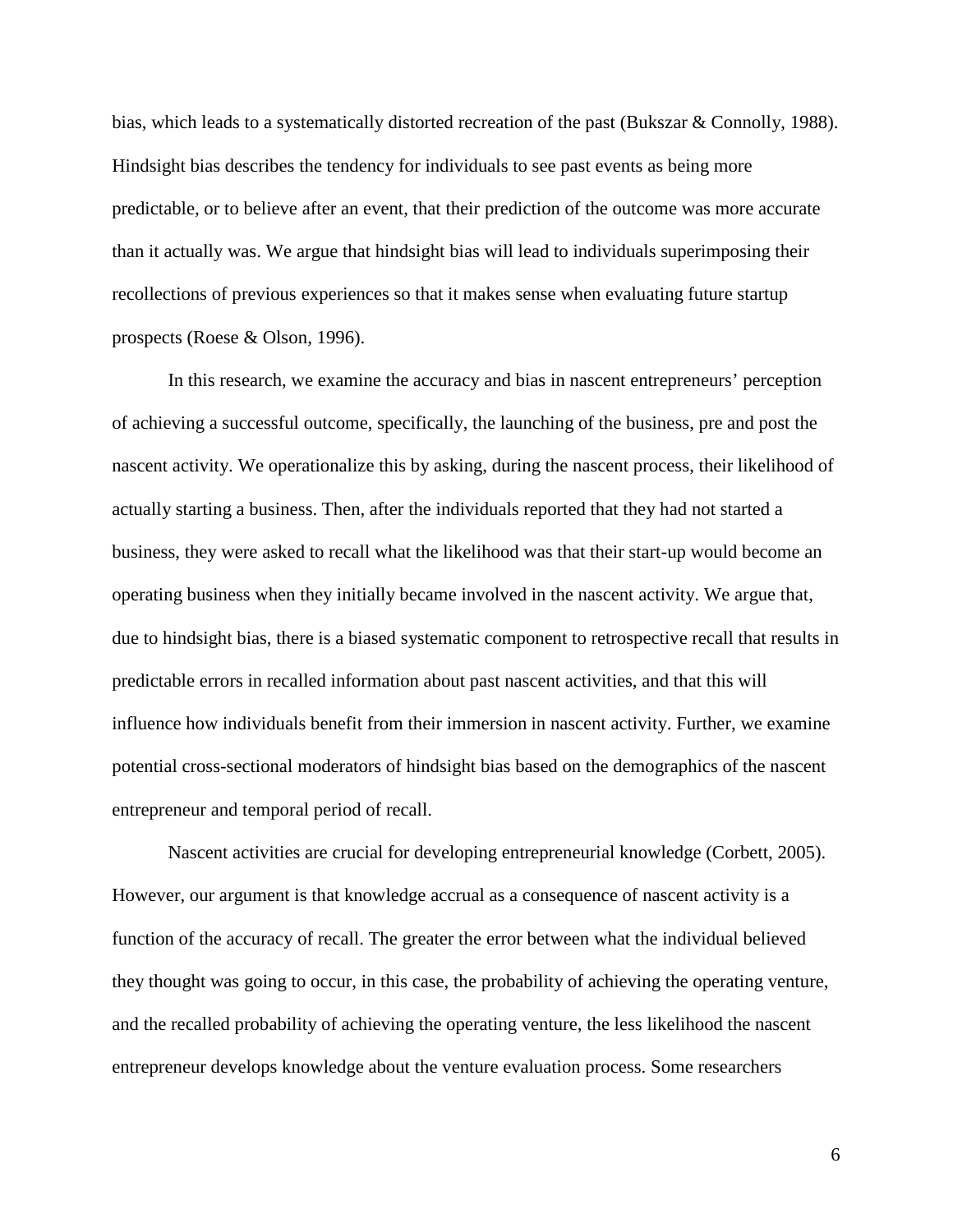bias, which leads to a systematically distorted recreation of the past (Bukszar & Connolly, 1988). Hindsight bias describes the tendency for individuals to see past events as being more predictable, or to believe after an event, that their prediction of the outcome was more accurate than it actually was. We argue that hindsight bias will lead to individuals superimposing their recollections of previous experiences so that it makes sense when evaluating future startup prospects (Roese & Olson, 1996).

In this research, we examine the accuracy and bias in nascent entrepreneurs' perception of achieving a successful outcome, specifically, the launching of the business, pre and post the nascent activity. We operationalize this by asking, during the nascent process, their likelihood of actually starting a business. Then, after the individuals reported that they had not started a business, they were asked to recall what the likelihood was that their start-up would become an operating business when they initially became involved in the nascent activity. We argue that, due to hindsight bias, there is a biased systematic component to retrospective recall that results in predictable errors in recalled information about past nascent activities, and that this will influence how individuals benefit from their immersion in nascent activity. Further, we examine potential cross-sectional moderators of hindsight bias based on the demographics of the nascent entrepreneur and temporal period of recall.

Nascent activities are crucial for developing entrepreneurial knowledge (Corbett, 2005). However, our argument is that knowledge accrual as a consequence of nascent activity is a function of the accuracy of recall. The greater the error between what the individual believed they thought was going to occur, in this case, the probability of achieving the operating venture, and the recalled probability of achieving the operating venture, the less likelihood the nascent entrepreneur develops knowledge about the venture evaluation process. Some researchers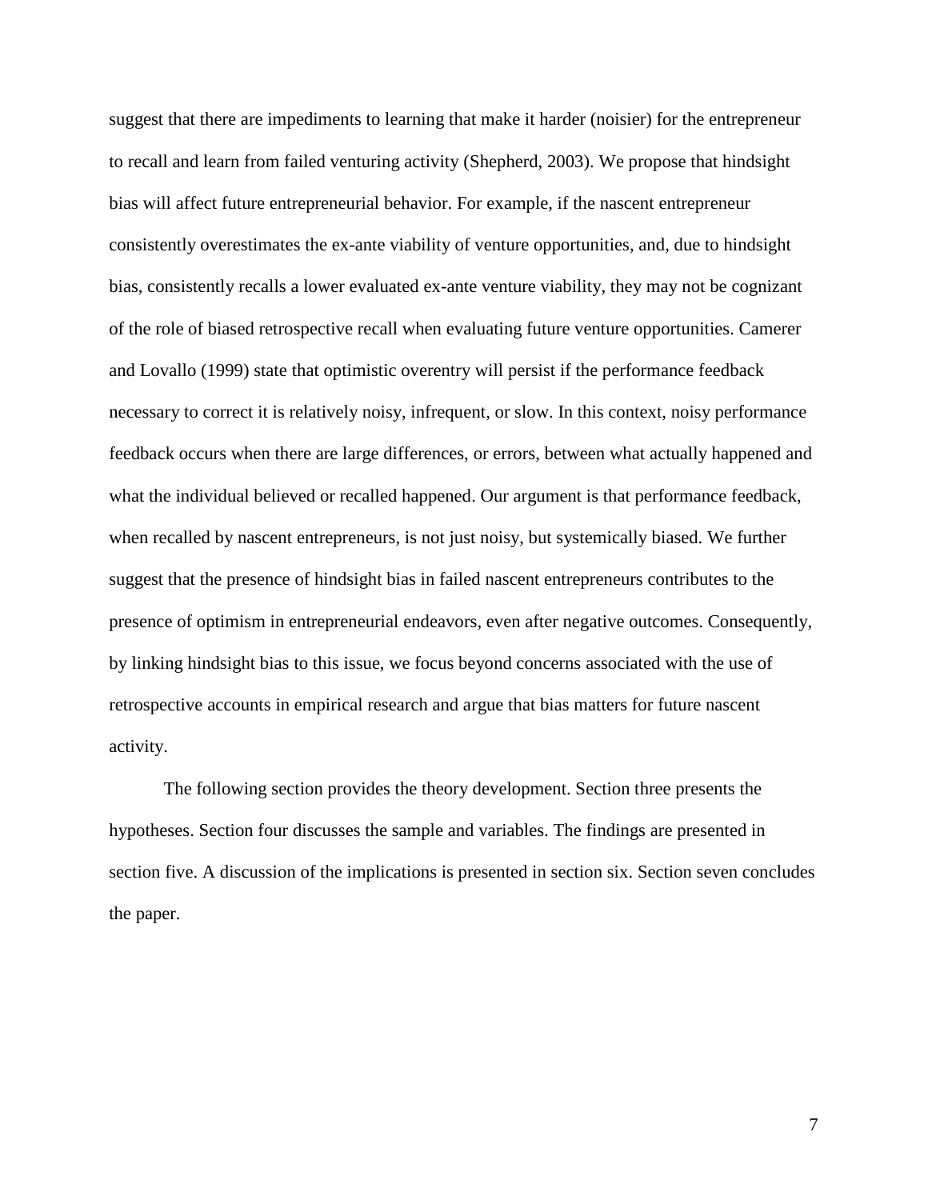suggest that there are impediments to learning that make it harder (noisier) for the entrepreneur to recall and learn from failed venturing activity (Shepherd, 2003). We propose that hindsight bias will affect future entrepreneurial behavior. For example, if the nascent entrepreneur consistently overestimates the ex-ante viability of venture opportunities, and, due to hindsight bias, consistently recalls a lower evaluated ex-ante venture viability, they may not be cognizant of the role of biased retrospective recall when evaluating future venture opportunities. Camerer and Lovallo (1999) state that optimistic overentry will persist if the performance feedback necessary to correct it is relatively noisy, infrequent, or slow. In this context, noisy performance feedback occurs when there are large differences, or errors, between what actually happened and what the individual believed or recalled happened. Our argument is that performance feedback, when recalled by nascent entrepreneurs, is not just noisy, but systemically biased. We further suggest that the presence of hindsight bias in failed nascent entrepreneurs contributes to the presence of optimism in entrepreneurial endeavors, even after negative outcomes. Consequently, by linking hindsight bias to this issue, we focus beyond concerns associated with the use of retrospective accounts in empirical research and argue that bias matters for future nascent activity.

The following section provides the theory development. Section three presents the hypotheses. Section four discusses the sample and variables. The findings are presented in section five. A discussion of the implications is presented in section six. Section seven concludes the paper.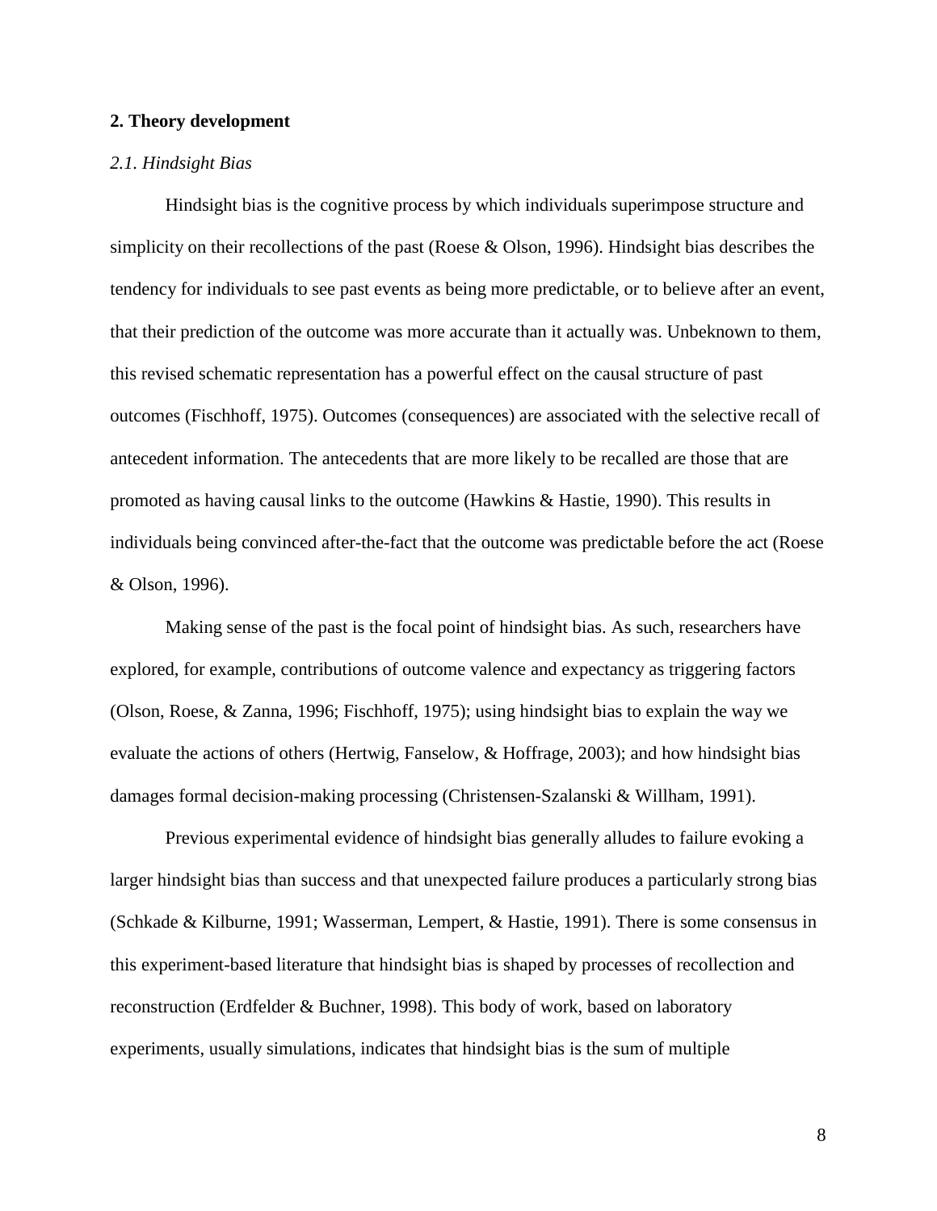## 2. Theory development

### *2.1. Hindsight Bias*

Hindsight bias is the cognitive process by which individuals superimpose structure and simplicity on their recollections of the past (Roese & Olson, 1996). Hindsight bias describes the tendency for individuals to see past events as being more predictable, or to believe after an event, that their prediction of the outcome was more accurate than it actually was. Unbeknown to them, this revised schematic representation has a powerful effect on the causal structure of past outcomes (Fischhoff, 1975). Outcomes (consequences) are associated with the selective recall of antecedent information. The antecedents that are more likely to be recalled are those that are promoted as having causal links to the outcome (Hawkins & Hastie, 1990). This results in individuals being convinced after-the-fact that the outcome was predictable before the act (Roese & Olson, 1996).

Making sense of the past is the focal point of hindsight bias. As such, researchers have explored, for example, contributions of outcome valence and expectancy as triggering factors (Olson, Roese, & Zanna, 1996; Fischhoff, 1975); using hindsight bias to explain the way we evaluate the actions of others (Hertwig, Fanselow, & Hoffrage, 2003); and how hindsight bias damages formal decision-making processing (Christensen-Szalanski & Willham, 1991).

Previous experimental evidence of hindsight bias generally alludes to failure evoking a larger hindsight bias than success and that unexpected failure produces a particularly strong bias (Schkade & Kilburne, 1991; Wasserman, Lempert, & Hastie, 1991). There is some consensus in this experiment-based literature that hindsight bias is shaped by processes of recollection and reconstruction (Erdfelder & Buchner, 1998). This body of work, based on laboratory experiments, usually simulations, indicates that hindsight bias is the sum of multiple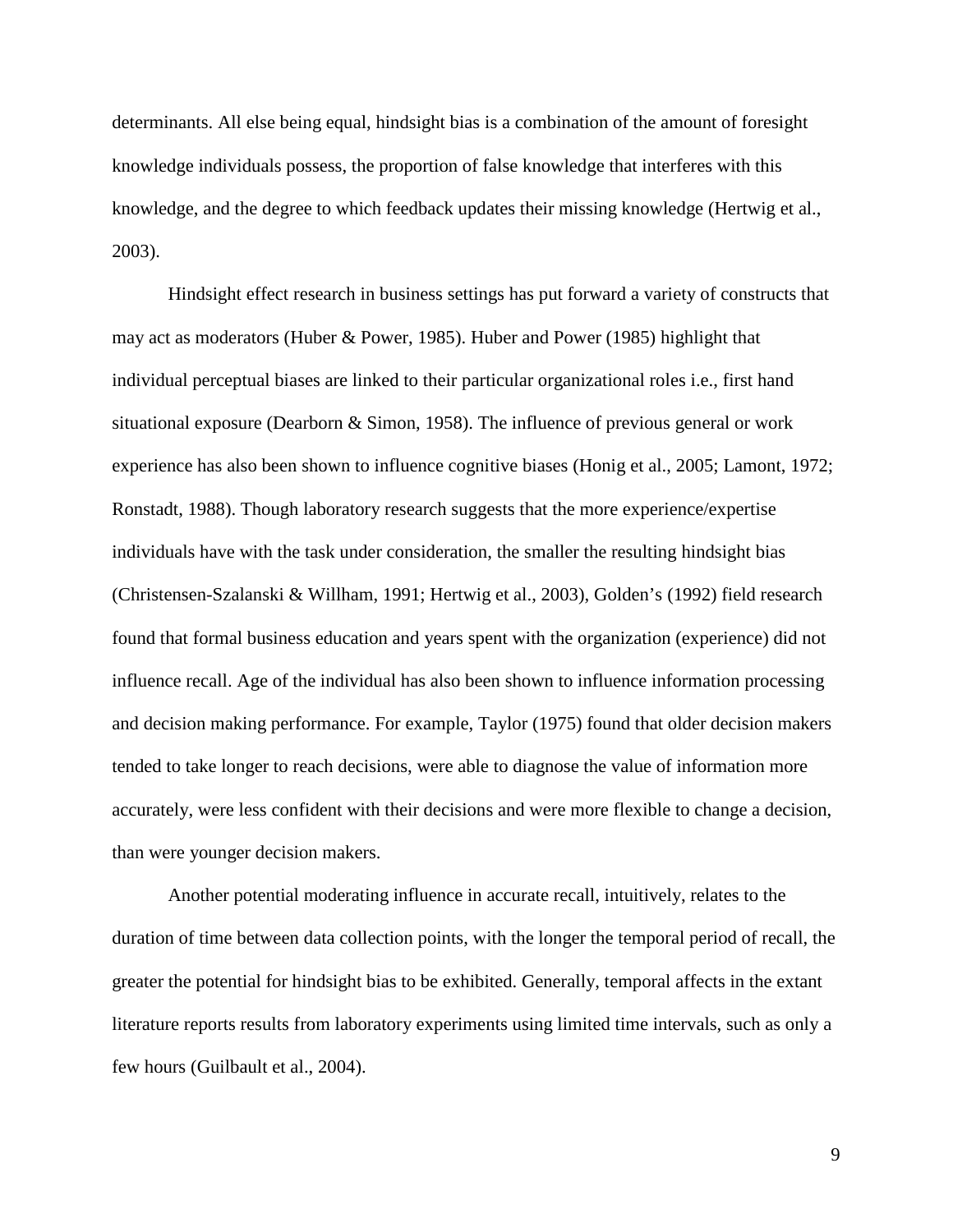determinants. All else being equal, hindsight bias is a combination of the amount of foresight knowledge individuals possess, the proportion of false knowledge that interferes with this knowledge, and the degree to which feedback updates their missing knowledge (Hertwig et al., 2003).

Hindsight effect research in business settings has put forward a variety of constructs that may act as moderators (Huber & Power, 1985). Huber and Power (1985) highlight that individual perceptual biases are linked to their particular organizational roles i.e., first hand situational exposure (Dearborn & Simon, 1958). The influence of previous general or work experience has also been shown to influence cognitive biases (Honig et al., 2005; Lamont, 1972; Ronstadt, 1988). Though laboratory research suggests that the more experience/expertise individuals have with the task under consideration, the smaller the resulting hindsight bias (Christensen-Szalanski & Willham, 1991; Hertwig et al., 2003), Golden's (1992) field research found that formal business education and years spent with the organization (experience) did not influence recall. Age of the individual has also been shown to influence information processing and decision making performance. For example, Taylor (1975) found that older decision makers tended to take longer to reach decisions, were able to diagnose the value of information more accurately, were less confident with their decisions and were more flexible to change a decision, than were younger decision makers.

Another potential moderating influence in accurate recall, intuitively, relates to the duration of time between data collection points, with the longer the temporal period of recall, the greater the potential for hindsight bias to be exhibited. Generally, temporal affects in the extant literature reports results from laboratory experiments using limited time intervals, such as only a few hours (Guilbault et al., 2004).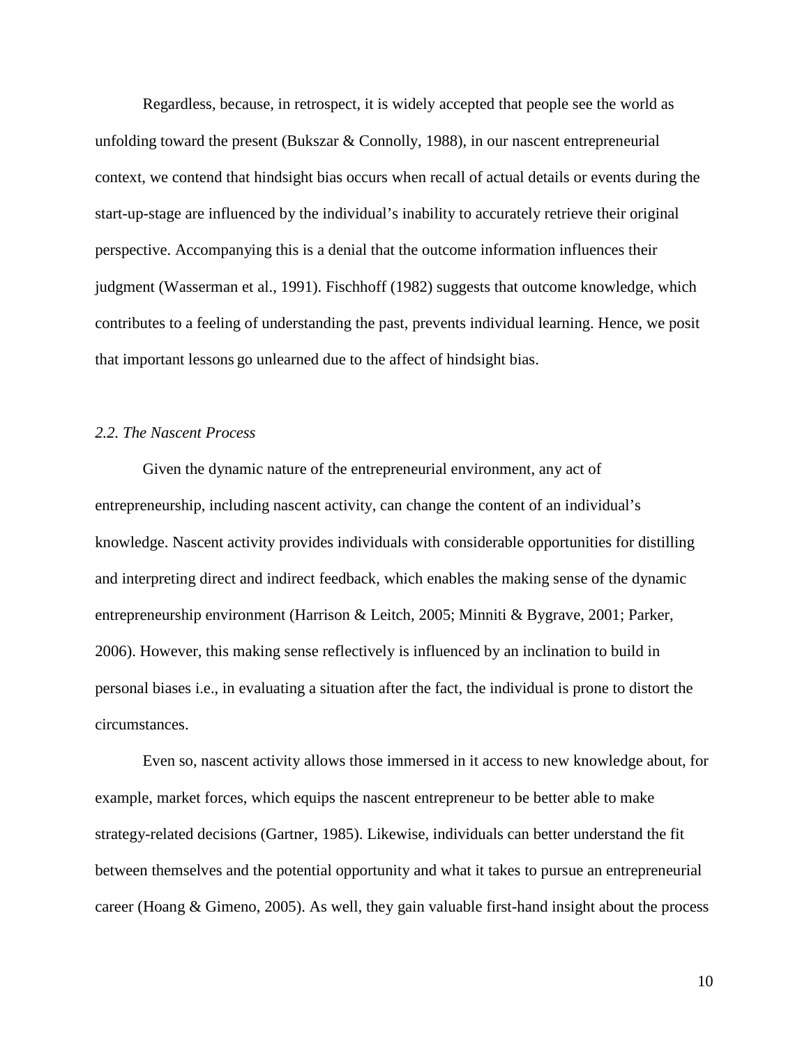Regardless, because, in retrospect, it is widely accepted that people see the world as unfolding toward the present (Bukszar & Connolly, 1988), in our nascent entrepreneurial context, we contend that hindsight bias occurs when recall of actual details or events during the start-up-stage are influenced by the individual's inability to accurately retrieve their original perspective. Accompanying this is a denial that the outcome information influences their judgment (Wasserman et al., 1991). Fischhoff (1982) suggests that outcome knowledge, which contributes to a feeling of understanding the past, prevents individual learning. Hence, we posit that important lessons go unlearned due to the affect of hindsight bias.

### *2.2. The Nascent Process*

Given the dynamic nature of the entrepreneurial environment, any act of entrepreneurship, including nascent activity, can change the content of an individual's knowledge. Nascent activity provides individuals with considerable opportunities for distilling and interpreting direct and indirect feedback, which enables the making sense of the dynamic entrepreneurship environment (Harrison & Leitch, 2005; Minniti & Bygrave, 2001; Parker, 2006). However, this making sense reflectively is influenced by an inclination to build in personal biases i.e., in evaluating a situation after the fact, the individual is prone to distort the circumstances.

Even so, nascent activity allows those immersed in it access to new knowledge about, for example, market forces, which equips the nascent entrepreneur to be better able to make strategy-related decisions (Gartner, 1985). Likewise, individuals can better understand the fit between themselves and the potential opportunity and what it takes to pursue an entrepreneurial career (Hoang & Gimeno, 2005). As well, they gain valuable first-hand insight about the process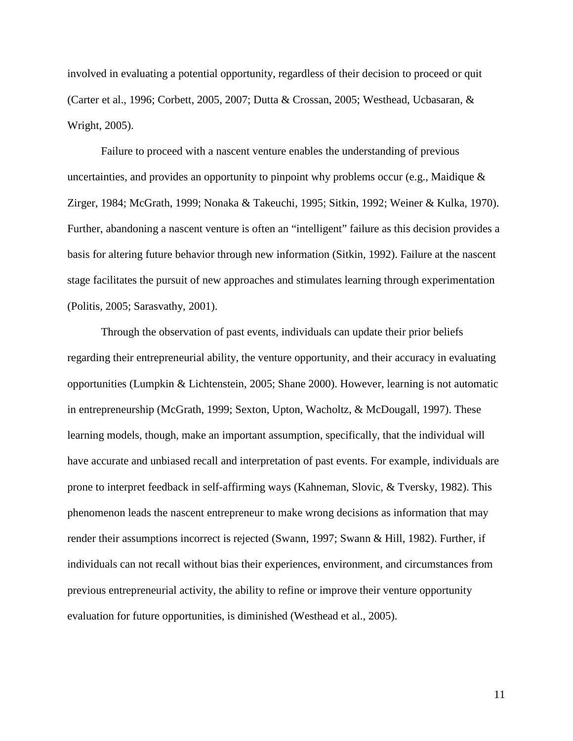involved in evaluating a potential opportunity, regardless of their decision to proceed or quit (Carter et al., 1996; Corbett, 2005, 2007; Dutta & Crossan, 2005; Westhead, Ucbasaran, & Wright, 2005).

Failure to proceed with a nascent venture enables the understanding of previous uncertainties, and provides an opportunity to pinpoint why problems occur (e.g., Maidique & Zirger, 1984; McGrath, 1999; Nonaka & Takeuchi, 1995; Sitkin, 1992; Weiner & Kulka, 1970). Further, abandoning a nascent venture is often an "intelligent" failure as this decision provides a basis for altering future behavior through new information (Sitkin, 1992). Failure at the nascent stage facilitates the pursuit of new approaches and stimulates learning through experimentation (Politis, 2005; Sarasvathy, 2001).

Through the observation of past events, individuals can update their prior beliefs regarding their entrepreneurial ability, the venture opportunity, and their accuracy in evaluating opportunities (Lumpkin & Lichtenstein, 2005; Shane 2000). However, learning is not automatic in entrepreneurship (McGrath, 1999; Sexton, Upton, Wacholtz, & McDougall, 1997). These learning models, though, make an important assumption, specifically, that the individual will have accurate and unbiased recall and interpretation of past events. For example, individuals are prone to interpret feedback in self-affirming ways (Kahneman, Slovic, & Tversky, 1982). This phenomenon leads the nascent entrepreneur to make wrong decisions as information that may render their assumptions incorrect is rejected (Swann, 1997; Swann & Hill, 1982). Further, if individuals can not recall without bias their experiences, environment, and circumstances from previous entrepreneurial activity, the ability to refine or improve their venture opportunity evaluation for future opportunities, is diminished (Westhead et al., 2005).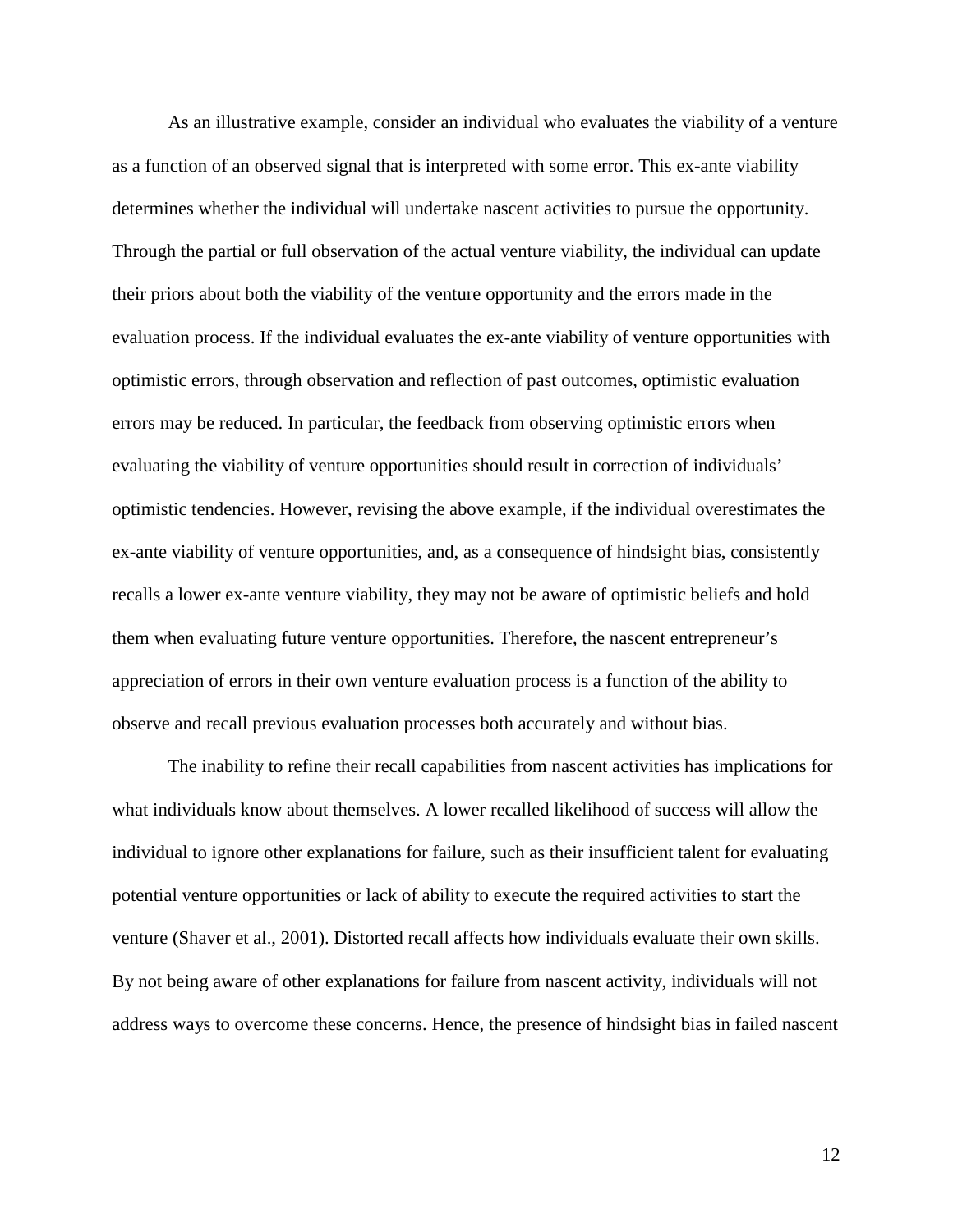As an illustrative example, consider an individual who evaluates the viability of a venture as a function of an observed signal that is interpreted with some error. This ex-ante viability determines whether the individual will undertake nascent activities to pursue the opportunity. Through the partial or full observation of the actual venture viability, the individual can update their priors about both the viability of the venture opportunity and the errors made in the evaluation process. If the individual evaluates the ex-ante viability of venture opportunities with optimistic errors, through observation and reflection of past outcomes, optimistic evaluation errors may be reduced. In particular, the feedback from observing optimistic errors when evaluating the viability of venture opportunities should result in correction of individuals' optimistic tendencies. However, revising the above example, if the individual overestimates the ex-ante viability of venture opportunities, and, as a consequence of hindsight bias, consistently recalls a lower ex-ante venture viability, they may not be aware of optimistic beliefs and hold them when evaluating future venture opportunities. Therefore, the nascent entrepreneur's appreciation of errors in their own venture evaluation process is a function of the ability to observe and recall previous evaluation processes both accurately and without bias.

The inability to refine their recall capabilities from nascent activities has implications for what individuals know about themselves. A lower recalled likelihood of success will allow the individual to ignore other explanations for failure, such as their insufficient talent for evaluating potential venture opportunities or lack of ability to execute the required activities to start the venture (Shaver et al., 2001). Distorted recall affects how individuals evaluate their own skills. By not being aware of other explanations for failure from nascent activity, individuals will not address ways to overcome these concerns. Hence, the presence of hindsight bias in failed nascent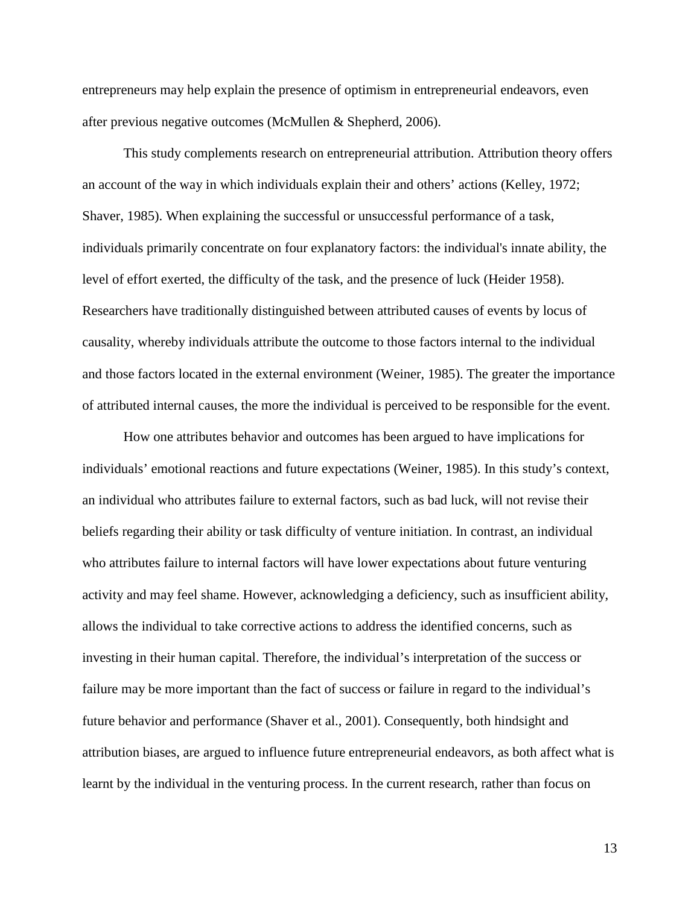entrepreneurs may help explain the presence of optimism in entrepreneurial endeavors, even after previous negative outcomes (McMullen & Shepherd, 2006).

This study complements research on entrepreneurial attribution. Attribution theory offers an account of the way in which individuals explain their and others' actions (Kelley, 1972; Shaver, 1985). When explaining the successful or unsuccessful performance of a task, individuals primarily concentrate on four explanatory factors: the individual's innate ability, the level of effort exerted, the difficulty of the task, and the presence of luck (Heider 1958). Researchers have traditionally distinguished between attributed causes of events by locus of causality, whereby individuals attribute the outcome to those factors internal to the individual and those factors located in the external environment (Weiner, 1985). The greater the importance of attributed internal causes, the more the individual is perceived to be responsible for the event.

How one attributes behavior and outcomes has been argued to have implications for individuals' emotional reactions and future expectations (Weiner, 1985). In this study's context, an individual who attributes failure to external factors, such as bad luck, will not revise their beliefs regarding their ability or task difficulty of venture initiation. In contrast, an individual who attributes failure to internal factors will have lower expectations about future venturing activity and may feel shame. However, acknowledging a deficiency, such as insufficient ability, allows the individual to take corrective actions to address the identified concerns, such as investing in their human capital. Therefore, the individual's interpretation of the success or failure may be more important than the fact of success or failure in regard to the individual's future behavior and performance (Shaver et al., 2001). Consequently, both hindsight and attribution biases, are argued to influence future entrepreneurial endeavors, as both affect what is learnt by the individual in the venturing process. In the current research, rather than focus on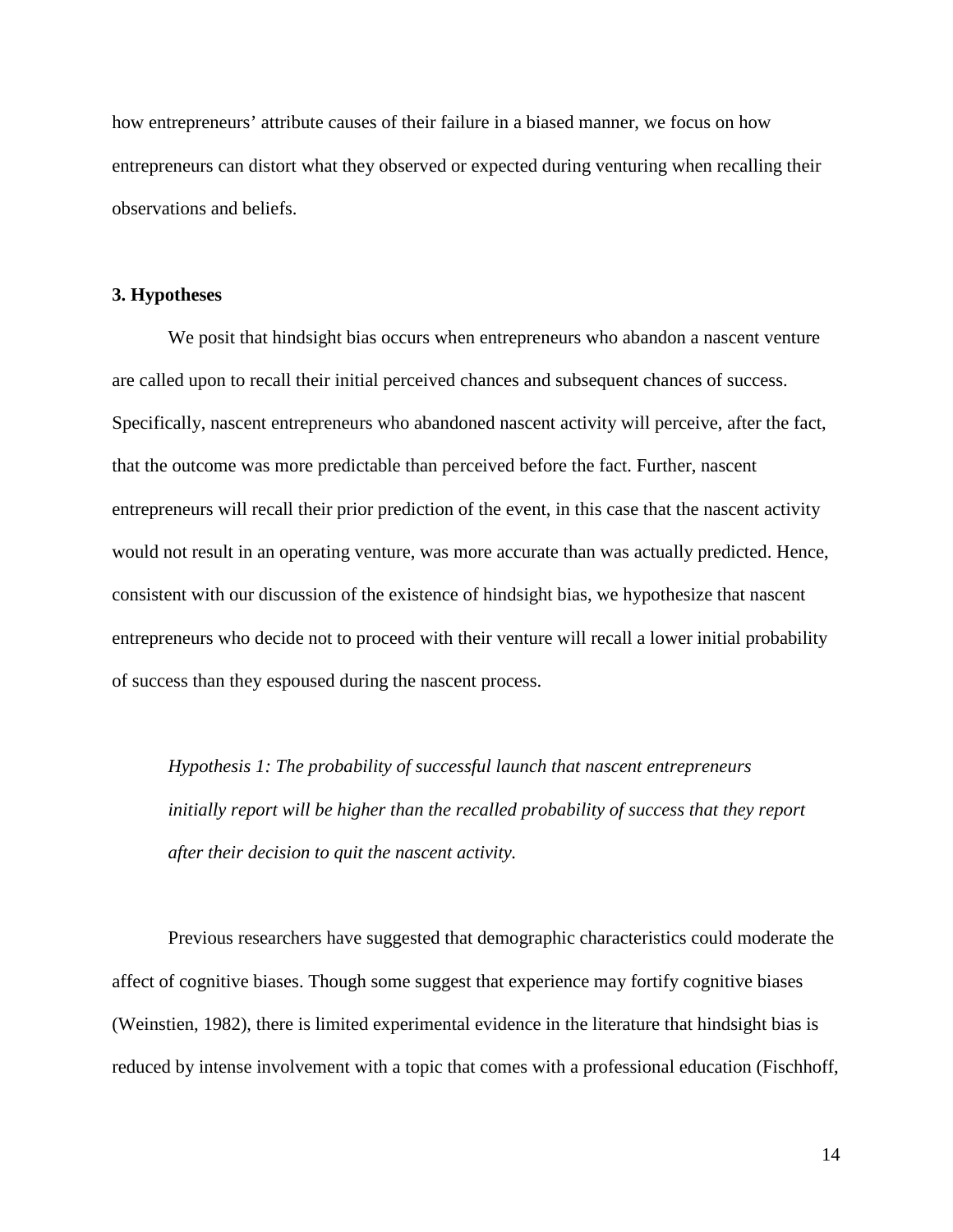how entrepreneurs' attribute causes of their failure in a biased manner, we focus on how entrepreneurs can distort what they observed or expected during venturing when recalling their observations and beliefs.

## 3. Hypotheses

We posit that hindsight bias occurs when entrepreneurs who abandon a nascent venture are called upon to recall their initial perceived chances and subsequent chances of success. Specifically, nascent entrepreneurs who abandoned nascent activity will perceive, after the fact, that the outcome was more predictable than perceived before the fact. Further, nascent entrepreneurs will recall their prior prediction of the event, in this case that the nascent activity would not result in an operating venture, was more accurate than was actually predicted. Hence, consistent with our discussion of the existence of hindsight bias, we hypothesize that nascent entrepreneurs who decide not to proceed with their venture will recall a lower initial probability of success than they espoused during the nascent process.

> *Hypothesis 1: The probability of successful launch that nascent entrepreneurs initially report will be higher than the recalled probability of success that they report after their decision to quit the nascent activity.*

Previous researchers have suggested that demographic characteristics could moderate the affect of cognitive biases. Though some suggest that experience may fortify cognitive biases (Weinstien, 1982), there is limited experimental evidence in the literature that hindsight bias is reduced by intense involvement with a topic that comes with a professional education (Fischhoff,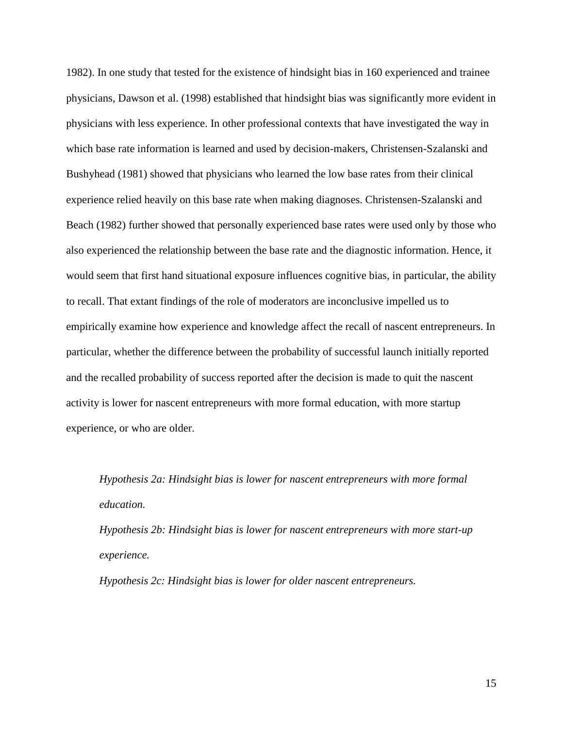1982). In one study that tested for the existence of hindsight bias in 160 experienced and trainee physicians, Dawson et al. (1998) established that hindsight bias was significantly more evident in physicians with less experience. In other professional contexts that have investigated the way in which base rate information is learned and used by decision-makers, Christensen-Szalanski and Bushyhead (1981) showed that physicians who learned the low base rates from their clinical experience relied heavily on this base rate when making diagnoses. Christensen-Szalanski and Beach (1982) further showed that personally experienced base rates were used only by those who also experienced the relationship between the base rate and the diagnostic information. Hence, it would seem that first hand situational exposure influences cognitive bias, in particular, the ability to recall. That extant findings of the role of moderators are inconclusive impelled us to empirically examine how experience and knowledge affect the recall of nascent entrepreneurs. In particular, whether the difference between the probability of successful launch initially reported and the recalled probability of success reported after the decision is made to quit the nascent activity is lower for nascent entrepreneurs with more formal education, with more startup experience, or who are older.

*Hypothesis 2a: Hindsight bias is lower for nascent entrepreneurs with more formal education.*

*Hypothesis 2b: Hindsight bias is lower for nascent entrepreneurs with more start-up experience.*

*Hypothesis 2c: Hindsight bias is lower for older nascent entrepreneurs.*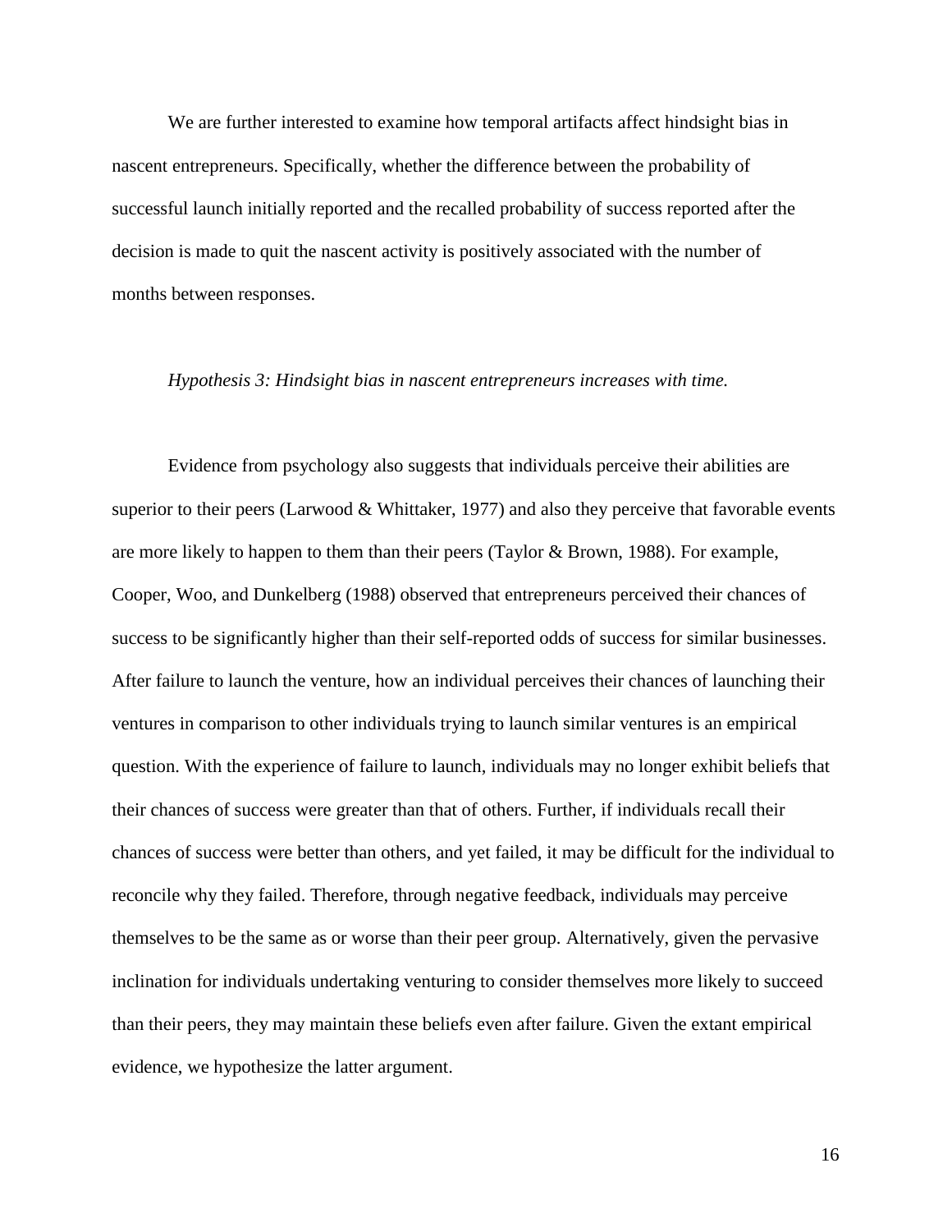We are further interested to examine how temporal artifacts affect hindsight bias in nascent entrepreneurs. Specifically, whether the difference between the probability of successful launch initially reported and the recalled probability of success reported after the decision is made to quit the nascent activity is positively associated with the number of months between responses.

*Hypothesis 3: Hindsight bias in nascent entrepreneurs increases with time.*

Evidence from psychology also suggests that individuals perceive their abilities are superior to their peers (Larwood & Whittaker, 1977) and also they perceive that favorable events are more likely to happen to them than their peers (Taylor & Brown, 1988). For example, Cooper, Woo, and Dunkelberg (1988) observed that entrepreneurs perceived their chances of success to be significantly higher than their self-reported odds of success for similar businesses. After failure to launch the venture, how an individual perceives their chances of launching their ventures in comparison to other individuals trying to launch similar ventures is an empirical question. With the experience of failure to launch, individuals may no longer exhibit beliefs that their chances of success were greater than that of others. Further, if individuals recall their chances of success were better than others, and yet failed, it may be difficult for the individual to reconcile why they failed. Therefore, through negative feedback, individuals may perceive themselves to be the same as or worse than their peer group. Alternatively, given the pervasive inclination for individuals undertaking venturing to consider themselves more likely to succeed than their peers, they may maintain these beliefs even after failure. Given the extant empirical evidence, we hypothesize the latter argument.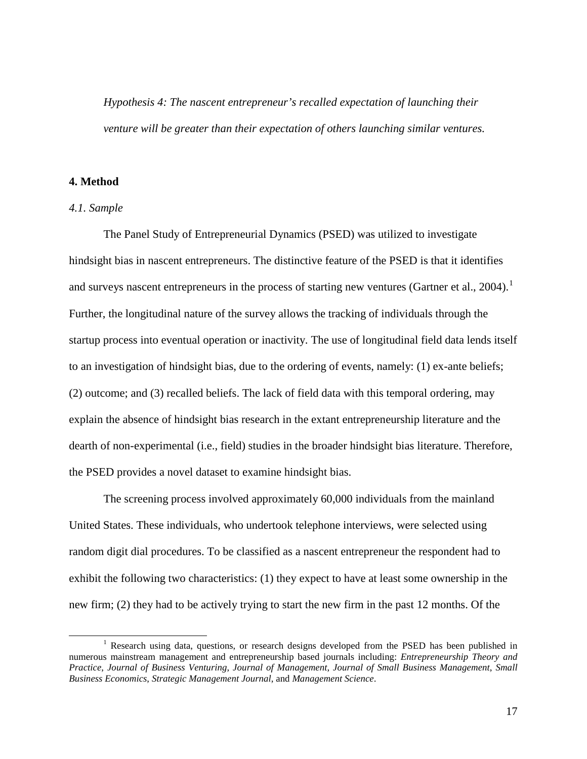*Hypothesis 4: The nascent entrepreneur's recalled expectation of launching their venture will be greater than their expectation of others launching similar ventures.*

## 4. Method

### *4.1. Sample*

The Panel Study of Entrepreneurial Dynamics (PSED) was utilized to investigate hindsight bias in nascent entrepreneurs. The distinctive feature of the PSED is that it identifies and surveys nascent entrepreneurs in the process of starting new ventures (Gartner et al., 2004).[1] Further, the longitudinal nature of the survey allows the tracking of individuals through the startup process into eventual operation or inactivity. The use of longitudinal field data lends itself to an investigation of hindsight bias, due to the ordering of events, namely: (1) ex-ante beliefs; (2) outcome; and (3) recalled beliefs. The lack of field data with this temporal ordering, may explain the absence of hindsight bias research in the extant entrepreneurship literature and the dearth of non-experimental (i.e., field) studies in the broader hindsight bias literature. Therefore, the PSED provides a novel dataset to examine hindsight bias.

The screening process involved approximately 60,000 individuals from the mainland United States. These individuals, who undertook telephone interviews, were selected using random digit dial procedures. To be classified as a nascent entrepreneur the respondent had to exhibit the following two characteristics: (1) they expect to have at least some ownership in the new firm; (2) they had to be actively trying to start the new firm in the past 12 months. Of the

---

[1] Research using data, questions, or research designs developed from the PSED has been published in numerous mainstream management and entrepreneurship based journals including: *Entrepreneurship Theory and Practice*, *Journal of Business Venturing*, *Journal of Management*, *Journal of Small Business Management*, *Small Business Economics*, *Strategic Management Journal*, and *Management Science*.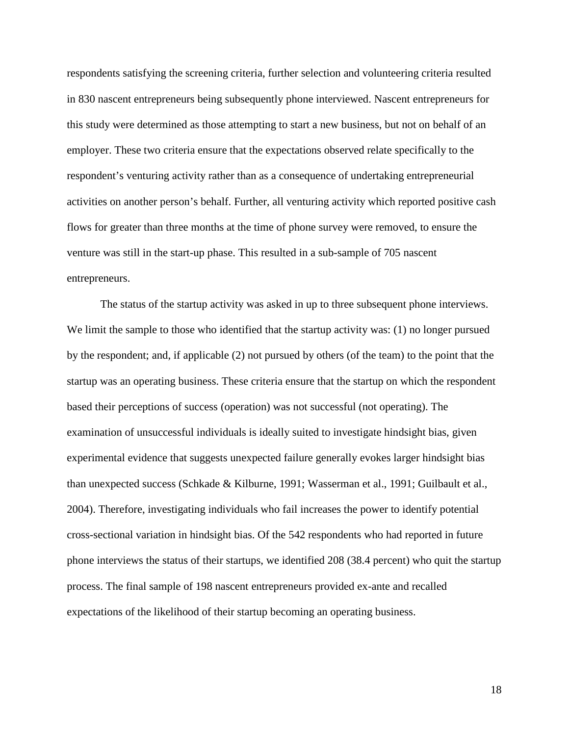respondents satisfying the screening criteria, further selection and volunteering criteria resulted in 830 nascent entrepreneurs being subsequently phone interviewed. Nascent entrepreneurs for this study were determined as those attempting to start a new business, but not on behalf of an employer. These two criteria ensure that the expectations observed relate specifically to the respondent's venturing activity rather than as a consequence of undertaking entrepreneurial activities on another person's behalf. Further, all venturing activity which reported positive cash flows for greater than three months at the time of phone survey were removed, to ensure the venture was still in the start-up phase. This resulted in a sub-sample of 705 nascent entrepreneurs.

The status of the startup activity was asked in up to three subsequent phone interviews. We limit the sample to those who identified that the startup activity was: (1) no longer pursued by the respondent; and, if applicable (2) not pursued by others (of the team) to the point that the startup was an operating business. These criteria ensure that the startup on which the respondent based their perceptions of success (operation) was not successful (not operating). The examination of unsuccessful individuals is ideally suited to investigate hindsight bias, given experimental evidence that suggests unexpected failure generally evokes larger hindsight bias than unexpected success (Schkade & Kilburne, 1991; Wasserman et al., 1991; Guilbault et al., 2004). Therefore, investigating individuals who fail increases the power to identify potential cross-sectional variation in hindsight bias. Of the 542 respondents who had reported in future phone interviews the status of their startups, we identified 208 (38.4 percent) who quit the startup process. The final sample of 198 nascent entrepreneurs provided ex-ante and recalled expectations of the likelihood of their startup becoming an operating business.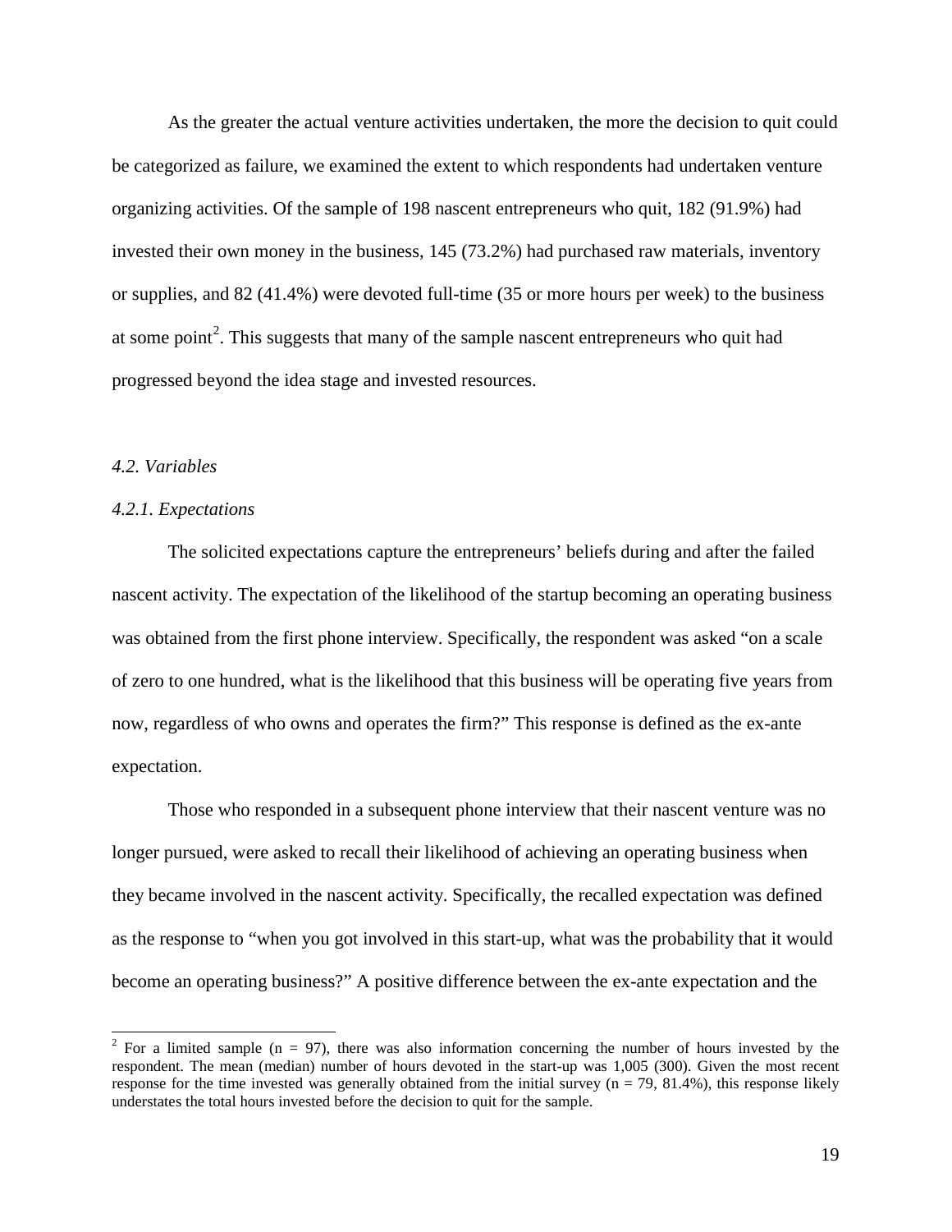As the greater the actual venture activities undertaken, the more the decision to quit could be categorized as failure, we examined the extent to which respondents had undertaken venture organizing activities. Of the sample of 198 nascent entrepreneurs who quit, 182 (91.9%) had invested their own money in the business, 145 (73.2%) had purchased raw materials, inventory or supplies, and 82 (41.4%) were devoted full-time (35 or more hours per week) to the business at some point[2]. This suggests that many of the sample nascent entrepreneurs who quit had progressed beyond the idea stage and invested resources.

*4.2. Variables*

*4.2.1. Expectations*

The solicited expectations capture the entrepreneurs' beliefs during and after the failed nascent activity. The expectation of the likelihood of the startup becoming an operating business was obtained from the first phone interview. Specifically, the respondent was asked "on a scale of zero to one hundred, what is the likelihood that this business will be operating five years from now, regardless of who owns and operates the firm?" This response is defined as the ex-ante expectation.

Those who responded in a subsequent phone interview that their nascent venture was no longer pursued, were asked to recall their likelihood of achieving an operating business when they became involved in the nascent activity. Specifically, the recalled expectation was defined as the response to "when you got involved in this start-up, what was the probability that it would become an operating business?" A positive difference between the ex-ante expectation and the

---

[2] For a limited sample (n = 97), there was also information concerning the number of hours invested by the respondent. The mean (median) number of hours devoted in the start-up was 1,005 (300). Given the most recent response for the time invested was generally obtained from the initial survey (n = 79, 81.4%), this response likely understates the total hours invested before the decision to quit for the sample.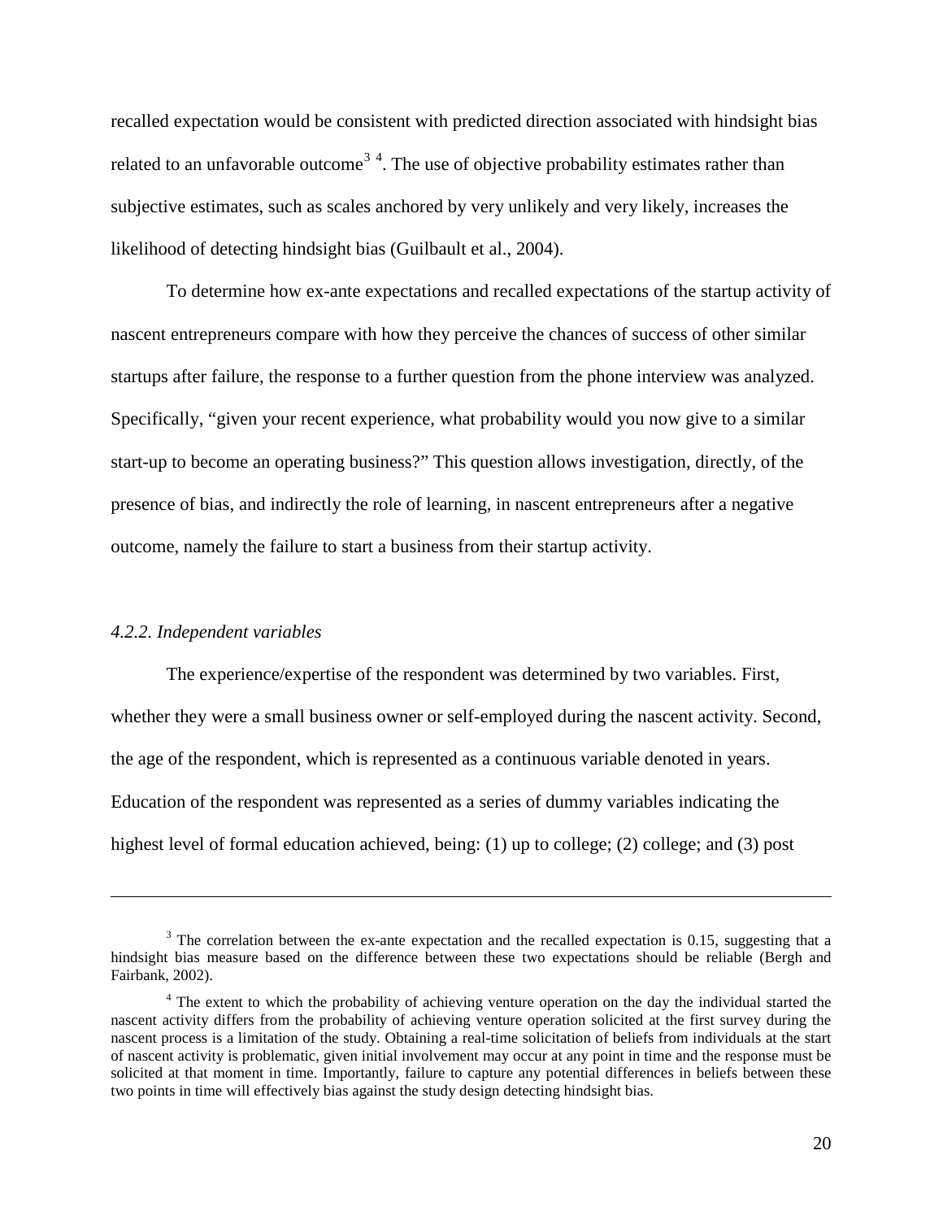recalled expectation would be consistent with predicted direction associated with hindsight bias related to an unfavorable outcome[3] [4]. The use of objective probability estimates rather than subjective estimates, such as scales anchored by very unlikely and very likely, increases the likelihood of detecting hindsight bias (Guilbault et al., 2004).

To determine how ex-ante expectations and recalled expectations of the startup activity of nascent entrepreneurs compare with how they perceive the chances of success of other similar startups after failure, the response to a further question from the phone interview was analyzed. Specifically, "given your recent experience, what probability would you now give to a similar start-up to become an operating business?" This question allows investigation, directly, of the presence of bias, and indirectly the role of learning, in nascent entrepreneurs after a negative outcome, namely the failure to start a business from their startup activity.

### *4.2.2. Independent variables*

The experience/expertise of the respondent was determined by two variables. First, whether they were a small business owner or self-employed during the nascent activity. Second, the age of the respondent, which is represented as a continuous variable denoted in years. Education of the respondent was represented as a series of dummy variables indicating the highest level of formal education achieved, being: (1) up to college; (2) college; and (3) post

---

[3] The correlation between the ex-ante expectation and the recalled expectation is 0.15, suggesting that a hindsight bias measure based on the difference between these two expectations should be reliable (Bergh and Fairbank, 2002).

[4] The extent to which the probability of achieving venture operation on the day the individual started the nascent activity differs from the probability of achieving venture operation solicited at the first survey during the nascent process is a limitation of the study. Obtaining a real-time solicitation of beliefs from individuals at the start of nascent activity is problematic, given initial involvement may occur at any point in time and the response must be solicited at that moment in time. Importantly, failure to capture any potential differences in beliefs between these two points in time will effectively bias against the study design detecting hindsight bias.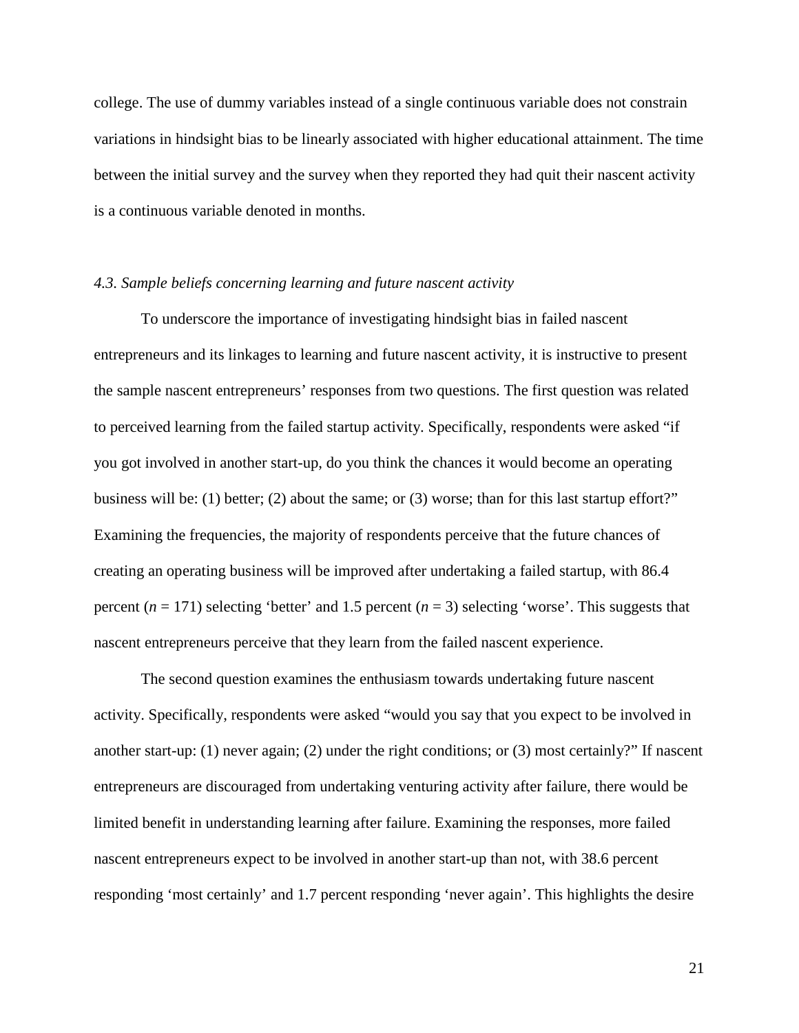college. The use of dummy variables instead of a single continuous variable does not constrain variations in hindsight bias to be linearly associated with higher educational attainment. The time between the initial survey and the survey when they reported they had quit their nascent activity is a continuous variable denoted in months.

### *4.3. Sample beliefs concerning learning and future nascent activity*

To underscore the importance of investigating hindsight bias in failed nascent entrepreneurs and its linkages to learning and future nascent activity, it is instructive to present the sample nascent entrepreneurs' responses from two questions. The first question was related to perceived learning from the failed startup activity. Specifically, respondents were asked "if you got involved in another start-up, do you think the chances it would become an operating business will be: (1) better; (2) about the same; or (3) worse; than for this last startup effort?" Examining the frequencies, the majority of respondents perceive that the future chances of creating an operating business will be improved after undertaking a failed startup, with 86.4 percent ($n$ = 171) selecting 'better' and 1.5 percent ($n$ = 3) selecting 'worse'. This suggests that nascent entrepreneurs perceive that they learn from the failed nascent experience.

The second question examines the enthusiasm towards undertaking future nascent activity. Specifically, respondents were asked "would you say that you expect to be involved in another start-up: (1) never again; (2) under the right conditions; or (3) most certainly?" If nascent entrepreneurs are discouraged from undertaking venturing activity after failure, there would be limited benefit in understanding learning after failure. Examining the responses, more failed nascent entrepreneurs expect to be involved in another start-up than not, with 38.6 percent responding 'most certainly' and 1.7 percent responding 'never again'. This highlights the desire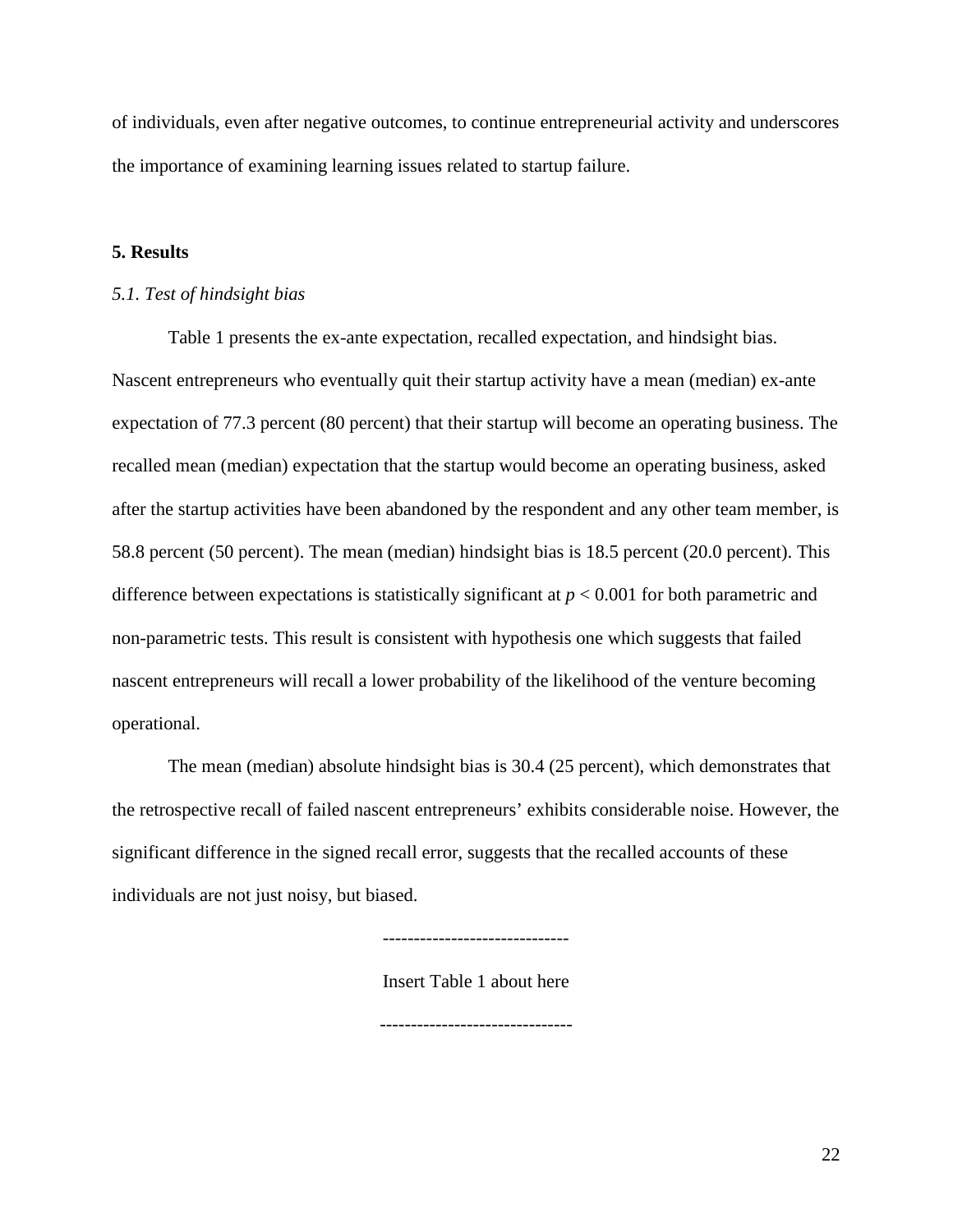of individuals, even after negative outcomes, to continue entrepreneurial activity and underscores the importance of examining learning issues related to startup failure.

## 5. Results

### *5.1. Test of hindsight bias*

Table 1 presents the ex-ante expectation, recalled expectation, and hindsight bias. Nascent entrepreneurs who eventually quit their startup activity have a mean (median) ex-ante expectation of 77.3 percent (80 percent) that their startup will become an operating business. The recalled mean (median) expectation that the startup would become an operating business, asked after the startup activities have been abandoned by the respondent and any other team member, is 58.8 percent (50 percent). The mean (median) hindsight bias is 18.5 percent (20.0 percent). This difference between expectations is statistically significant at $p < 0.001$ for both parametric and non-parametric tests. This result is consistent with hypothesis one which suggests that failed nascent entrepreneurs will recall a lower probability of the likelihood of the venture becoming operational.

The mean (median) absolute hindsight bias is 30.4 (25 percent), which demonstrates that the retrospective recall of failed nascent entrepreneurs' exhibits considerable noise. However, the significant difference in the signed recall error, suggests that the recalled accounts of these individuals are not just noisy, but biased.

------------------------------

Insert Table 1 about here

-------------------------------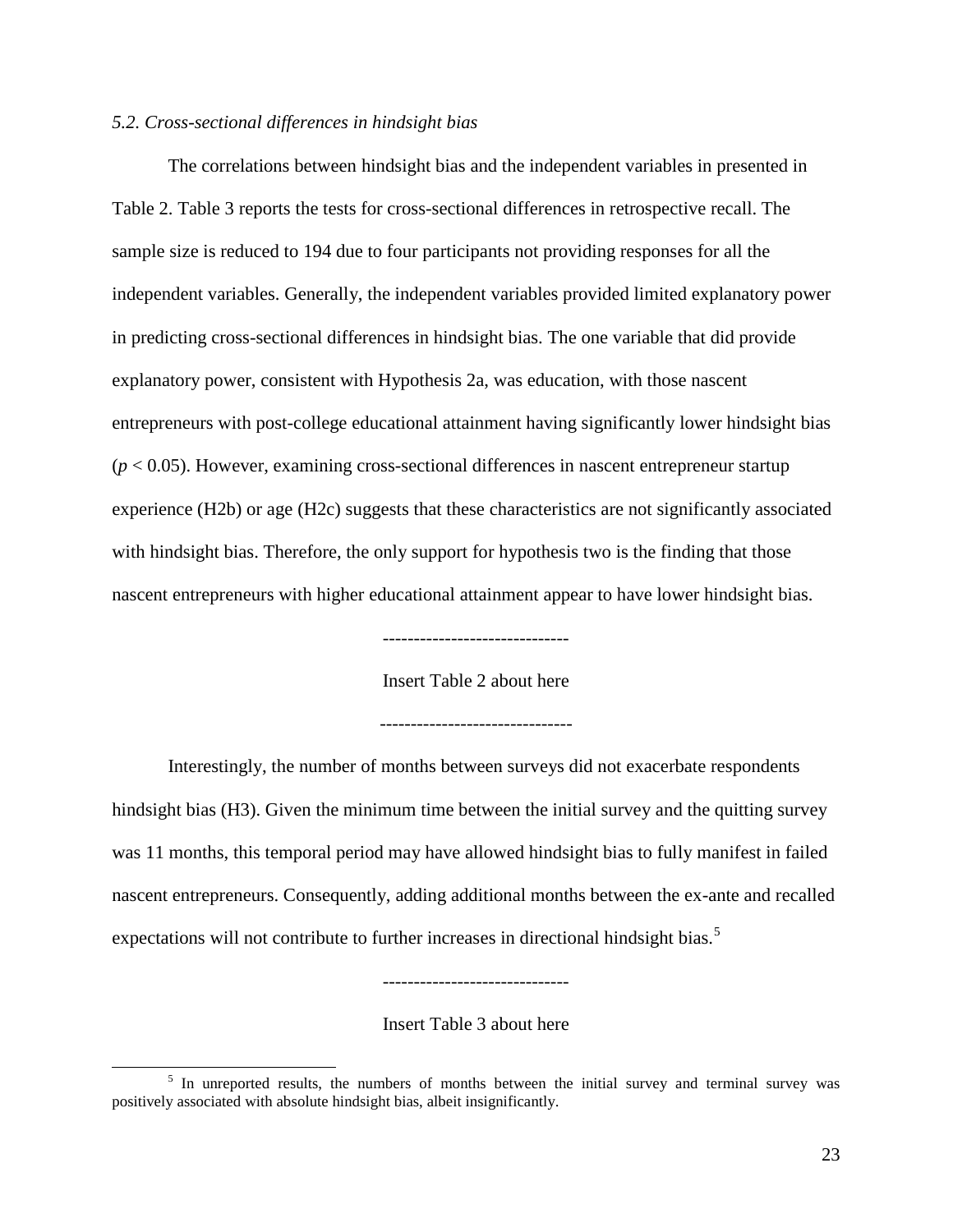*5.2. Cross-sectional differences in hindsight bias*

The correlations between hindsight bias and the independent variables in presented in Table 2. Table 3 reports the tests for cross-sectional differences in retrospective recall. The sample size is reduced to 194 due to four participants not providing responses for all the independent variables. Generally, the independent variables provided limited explanatory power in predicting cross-sectional differences in hindsight bias. The one variable that did provide explanatory power, consistent with Hypothesis 2a, was education, with those nascent entrepreneurs with post-college educational attainment having significantly lower hindsight bias ($p < 0.05$). However, examining cross-sectional differences in nascent entrepreneur startup experience (H2b) or age (H2c) suggests that these characteristics are not significantly associated with hindsight bias. Therefore, the only support for hypothesis two is the finding that those nascent entrepreneurs with higher educational attainment appear to have lower hindsight bias.

------------------------------

Insert Table 2 about here

-------------------------------

Interestingly, the number of months between surveys did not exacerbate respondents hindsight bias (H3). Given the minimum time between the initial survey and the quitting survey was 11 months, this temporal period may have allowed hindsight bias to fully manifest in failed nascent entrepreneurs. Consequently, adding additional months between the ex-ante and recalled expectations will not contribute to further increases in directional hindsight bias.[5]

------------------------------

Insert Table 3 about here

[5] In unreported results, the numbers of months between the initial survey and terminal survey was positively associated with absolute hindsight bias, albeit insignificantly.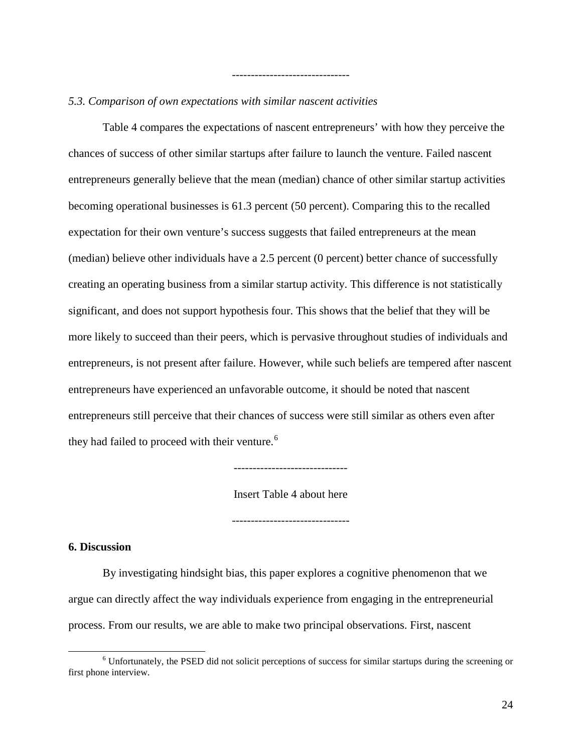------------------------------

*5.3. Comparison of own expectations with similar nascent activities*

Table 4 compares the expectations of nascent entrepreneurs' with how they perceive the chances of success of other similar startups after failure to launch the venture. Failed nascent entrepreneurs generally believe that the mean (median) chance of other similar startup activities becoming operational businesses is 61.3 percent (50 percent). Comparing this to the recalled expectation for their own venture's success suggests that failed entrepreneurs at the mean (median) believe other individuals have a 2.5 percent (0 percent) better chance of successfully creating an operating business from a similar startup activity. This difference is not statistically significant, and does not support hypothesis four. This shows that the belief that they will be more likely to succeed than their peers, which is pervasive throughout studies of individuals and entrepreneurs, is not present after failure. However, while such beliefs are tempered after nascent entrepreneurs have experienced an unfavorable outcome, it should be noted that nascent entrepreneurs still perceive that their chances of success were still similar as others even after they had failed to proceed with their venture.[6]

------------------------------

Insert Table 4 about here

------------------------------

## 6. Discussion

By investigating hindsight bias, this paper explores a cognitive phenomenon that we argue can directly affect the way individuals experience from engaging in the entrepreneurial process. From our results, we are able to make two principal observations. First, nascent

[6] Unfortunately, the PSED did not solicit perceptions of success for similar startups during the screening or first phone interview.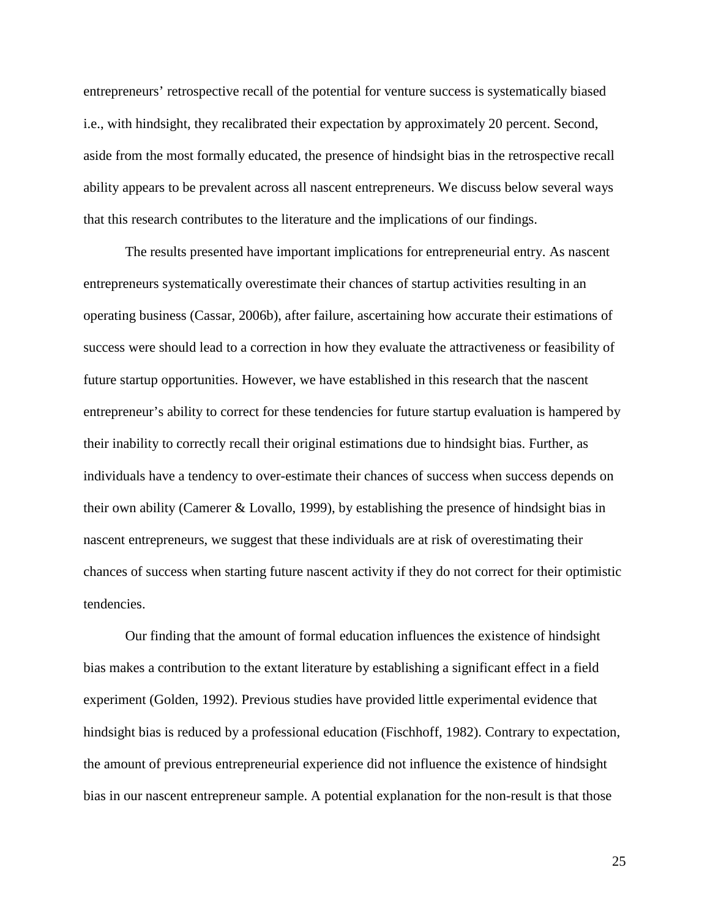entrepreneurs' retrospective recall of the potential for venture success is systematically biased i.e., with hindsight, they recalibrated their expectation by approximately 20 percent. Second, aside from the most formally educated, the presence of hindsight bias in the retrospective recall ability appears to be prevalent across all nascent entrepreneurs. We discuss below several ways that this research contributes to the literature and the implications of our findings.

The results presented have important implications for entrepreneurial entry. As nascent entrepreneurs systematically overestimate their chances of startup activities resulting in an operating business (Cassar, 2006b), after failure, ascertaining how accurate their estimations of success were should lead to a correction in how they evaluate the attractiveness or feasibility of future startup opportunities. However, we have established in this research that the nascent entrepreneur's ability to correct for these tendencies for future startup evaluation is hampered by their inability to correctly recall their original estimations due to hindsight bias. Further, as individuals have a tendency to over-estimate their chances of success when success depends on their own ability (Camerer & Lovallo, 1999), by establishing the presence of hindsight bias in nascent entrepreneurs, we suggest that these individuals are at risk of overestimating their chances of success when starting future nascent activity if they do not correct for their optimistic tendencies.

Our finding that the amount of formal education influences the existence of hindsight bias makes a contribution to the extant literature by establishing a significant effect in a field experiment (Golden, 1992). Previous studies have provided little experimental evidence that hindsight bias is reduced by a professional education (Fischhoff, 1982). Contrary to expectation, the amount of previous entrepreneurial experience did not influence the existence of hindsight bias in our nascent entrepreneur sample. A potential explanation for the non-result is that those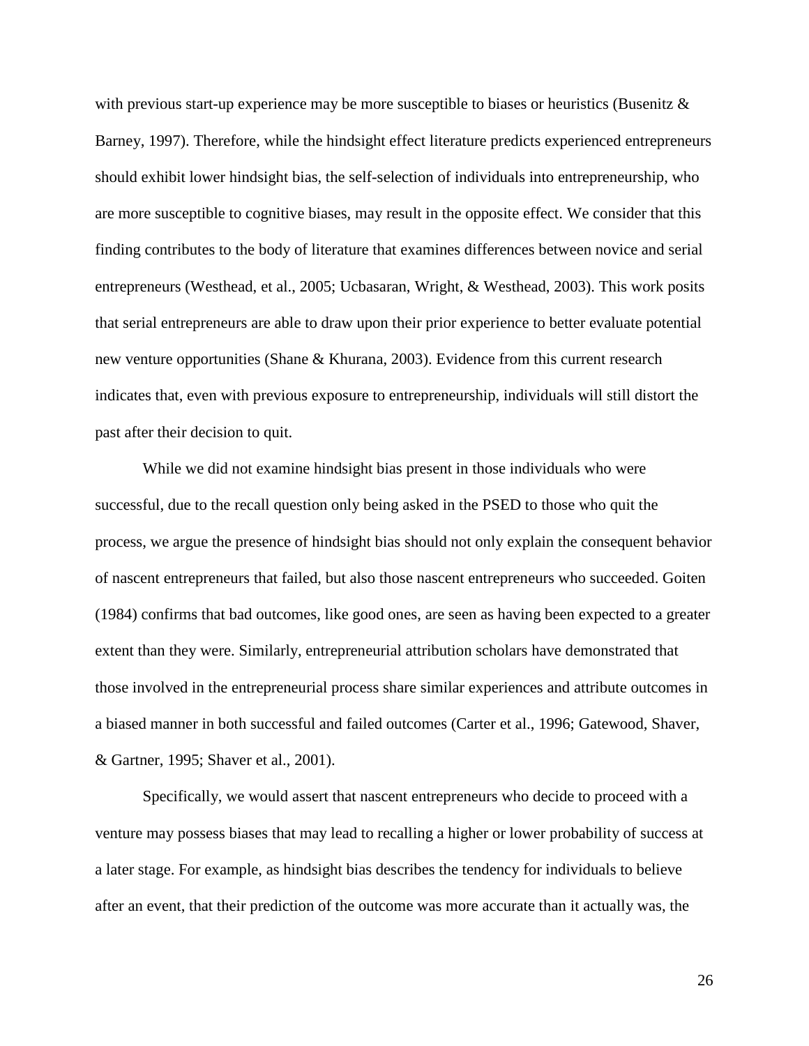with previous start-up experience may be more susceptible to biases or heuristics (Busenitz & Barney, 1997). Therefore, while the hindsight effect literature predicts experienced entrepreneurs should exhibit lower hindsight bias, the self-selection of individuals into entrepreneurship, who are more susceptible to cognitive biases, may result in the opposite effect. We consider that this finding contributes to the body of literature that examines differences between novice and serial entrepreneurs (Westhead, et al., 2005; Ucbasaran, Wright, & Westhead, 2003). This work posits that serial entrepreneurs are able to draw upon their prior experience to better evaluate potential new venture opportunities (Shane & Khurana, 2003). Evidence from this current research indicates that, even with previous exposure to entrepreneurship, individuals will still distort the past after their decision to quit.

While we did not examine hindsight bias present in those individuals who were successful, due to the recall question only being asked in the PSED to those who quit the process, we argue the presence of hindsight bias should not only explain the consequent behavior of nascent entrepreneurs that failed, but also those nascent entrepreneurs who succeeded. Goiten (1984) confirms that bad outcomes, like good ones, are seen as having been expected to a greater extent than they were. Similarly, entrepreneurial attribution scholars have demonstrated that those involved in the entrepreneurial process share similar experiences and attribute outcomes in a biased manner in both successful and failed outcomes (Carter et al., 1996; Gatewood, Shaver, & Gartner, 1995; Shaver et al., 2001).

Specifically, we would assert that nascent entrepreneurs who decide to proceed with a venture may possess biases that may lead to recalling a higher or lower probability of success at a later stage. For example, as hindsight bias describes the tendency for individuals to believe after an event, that their prediction of the outcome was more accurate than it actually was, the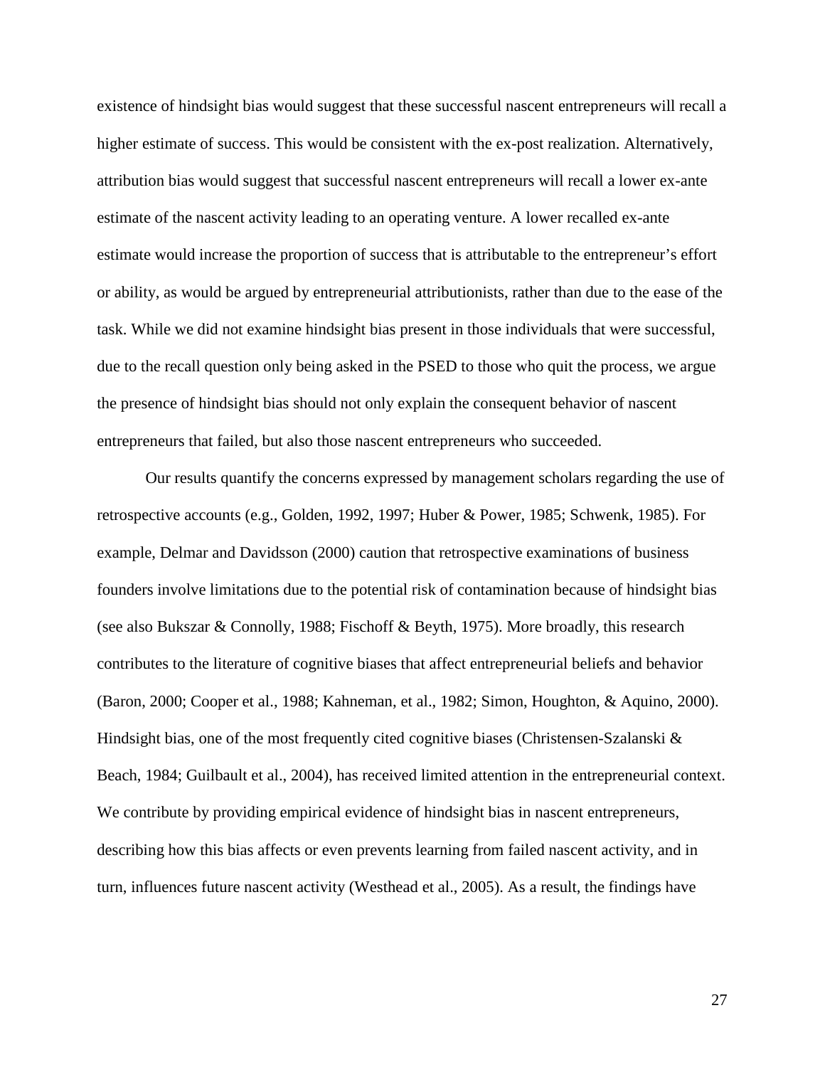existence of hindsight bias would suggest that these successful nascent entrepreneurs will recall a higher estimate of success. This would be consistent with the ex-post realization. Alternatively, attribution bias would suggest that successful nascent entrepreneurs will recall a lower ex-ante estimate of the nascent activity leading to an operating venture. A lower recalled ex-ante estimate would increase the proportion of success that is attributable to the entrepreneur's effort or ability, as would be argued by entrepreneurial attributionists, rather than due to the ease of the task. While we did not examine hindsight bias present in those individuals that were successful, due to the recall question only being asked in the PSED to those who quit the process, we argue the presence of hindsight bias should not only explain the consequent behavior of nascent entrepreneurs that failed, but also those nascent entrepreneurs who succeeded.

Our results quantify the concerns expressed by management scholars regarding the use of retrospective accounts (e.g., Golden, 1992, 1997; Huber & Power, 1985; Schwenk, 1985). For example, Delmar and Davidsson (2000) caution that retrospective examinations of business founders involve limitations due to the potential risk of contamination because of hindsight bias (see also Bukszar & Connolly, 1988; Fischoff & Beyth, 1975). More broadly, this research contributes to the literature of cognitive biases that affect entrepreneurial beliefs and behavior (Baron, 2000; Cooper et al., 1988; Kahneman, et al., 1982; Simon, Houghton, & Aquino, 2000). Hindsight bias, one of the most frequently cited cognitive biases (Christensen-Szalanski & Beach, 1984; Guilbault et al., 2004), has received limited attention in the entrepreneurial context. We contribute by providing empirical evidence of hindsight bias in nascent entrepreneurs, describing how this bias affects or even prevents learning from failed nascent activity, and in turn, influences future nascent activity (Westhead et al., 2005). As a result, the findings have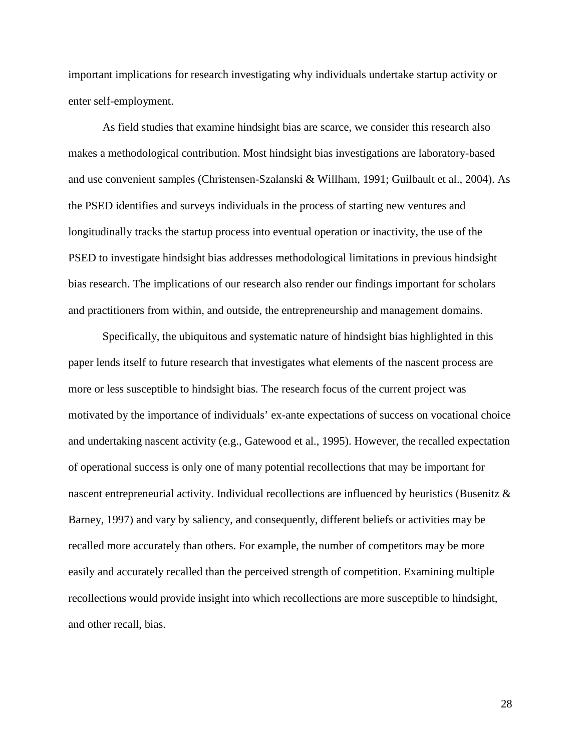important implications for research investigating why individuals undertake startup activity or enter self-employment.

As field studies that examine hindsight bias are scarce, we consider this research also makes a methodological contribution. Most hindsight bias investigations are laboratory-based and use convenient samples (Christensen-Szalanski & Willham, 1991; Guilbault et al., 2004). As the PSED identifies and surveys individuals in the process of starting new ventures and longitudinally tracks the startup process into eventual operation or inactivity, the use of the PSED to investigate hindsight bias addresses methodological limitations in previous hindsight bias research. The implications of our research also render our findings important for scholars and practitioners from within, and outside, the entrepreneurship and management domains.

Specifically, the ubiquitous and systematic nature of hindsight bias highlighted in this paper lends itself to future research that investigates what elements of the nascent process are more or less susceptible to hindsight bias. The research focus of the current project was motivated by the importance of individuals' ex-ante expectations of success on vocational choice and undertaking nascent activity (e.g., Gatewood et al., 1995). However, the recalled expectation of operational success is only one of many potential recollections that may be important for nascent entrepreneurial activity. Individual recollections are influenced by heuristics (Busenitz & Barney, 1997) and vary by saliency, and consequently, different beliefs or activities may be recalled more accurately than others. For example, the number of competitors may be more easily and accurately recalled than the perceived strength of competition. Examining multiple recollections would provide insight into which recollections are more susceptible to hindsight, and other recall, bias.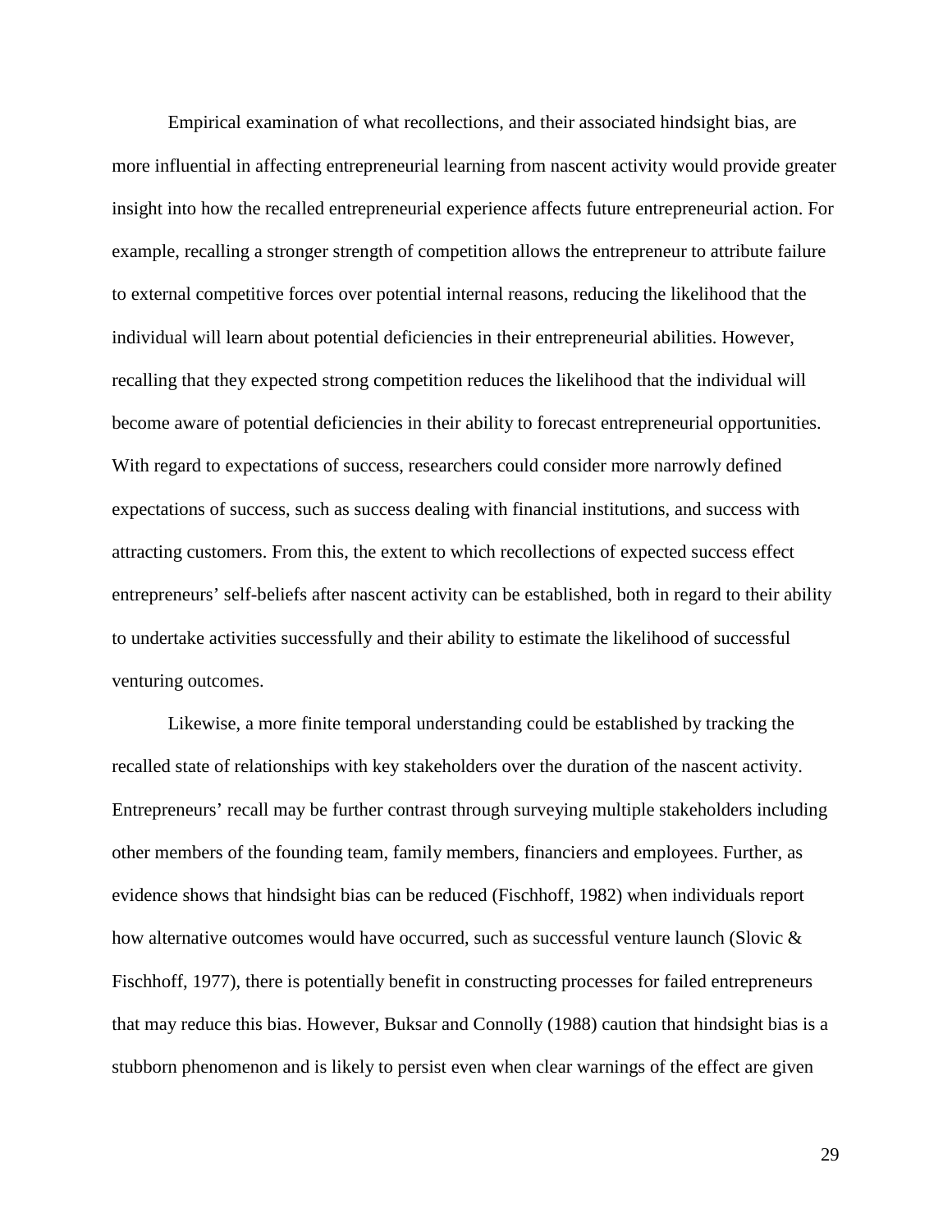Empirical examination of what recollections, and their associated hindsight bias, are more influential in affecting entrepreneurial learning from nascent activity would provide greater insight into how the recalled entrepreneurial experience affects future entrepreneurial action. For example, recalling a stronger strength of competition allows the entrepreneur to attribute failure to external competitive forces over potential internal reasons, reducing the likelihood that the individual will learn about potential deficiencies in their entrepreneurial abilities. However, recalling that they expected strong competition reduces the likelihood that the individual will become aware of potential deficiencies in their ability to forecast entrepreneurial opportunities. With regard to expectations of success, researchers could consider more narrowly defined expectations of success, such as success dealing with financial institutions, and success with attracting customers. From this, the extent to which recollections of expected success effect entrepreneurs' self-beliefs after nascent activity can be established, both in regard to their ability to undertake activities successfully and their ability to estimate the likelihood of successful venturing outcomes.

Likewise, a more finite temporal understanding could be established by tracking the recalled state of relationships with key stakeholders over the duration of the nascent activity. Entrepreneurs' recall may be further contrast through surveying multiple stakeholders including other members of the founding team, family members, financiers and employees. Further, as evidence shows that hindsight bias can be reduced (Fischhoff, 1982) when individuals report how alternative outcomes would have occurred, such as successful venture launch (Slovic & Fischhoff, 1977), there is potentially benefit in constructing processes for failed entrepreneurs that may reduce this bias. However, Buksar and Connolly (1988) caution that hindsight bias is a stubborn phenomenon and is likely to persist even when clear warnings of the effect are given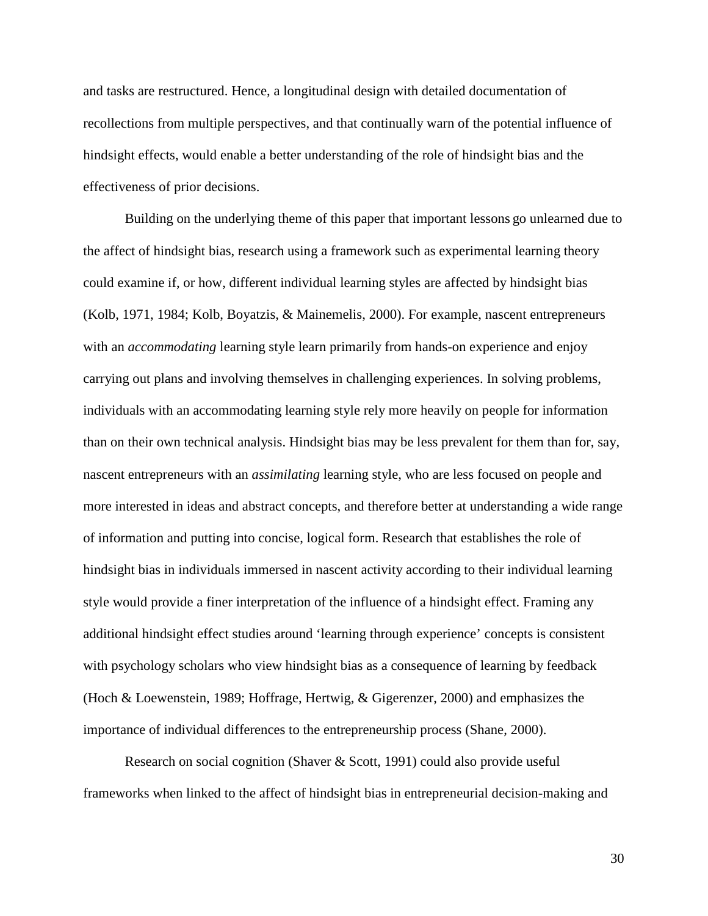and tasks are restructured. Hence, a longitudinal design with detailed documentation of recollections from multiple perspectives, and that continually warn of the potential influence of hindsight effects, would enable a better understanding of the role of hindsight bias and the effectiveness of prior decisions.

Building on the underlying theme of this paper that important lessons go unlearned due to the affect of hindsight bias, research using a framework such as experimental learning theory could examine if, or how, different individual learning styles are affected by hindsight bias (Kolb, 1971, 1984; Kolb, Boyatzis, & Mainemelis, 2000). For example, nascent entrepreneurs with an *accommodating* learning style learn primarily from hands-on experience and enjoy carrying out plans and involving themselves in challenging experiences. In solving problems, individuals with an accommodating learning style rely more heavily on people for information than on their own technical analysis. Hindsight bias may be less prevalent for them than for, say, nascent entrepreneurs with an *assimilating* learning style, who are less focused on people and more interested in ideas and abstract concepts, and therefore better at understanding a wide range of information and putting into concise, logical form. Research that establishes the role of hindsight bias in individuals immersed in nascent activity according to their individual learning style would provide a finer interpretation of the influence of a hindsight effect. Framing any additional hindsight effect studies around 'learning through experience' concepts is consistent with psychology scholars who view hindsight bias as a consequence of learning by feedback (Hoch & Loewenstein, 1989; Hoffrage, Hertwig, & Gigerenzer, 2000) and emphasizes the importance of individual differences to the entrepreneurship process (Shane, 2000).

Research on social cognition (Shaver & Scott, 1991) could also provide useful frameworks when linked to the affect of hindsight bias in entrepreneurial decision-making and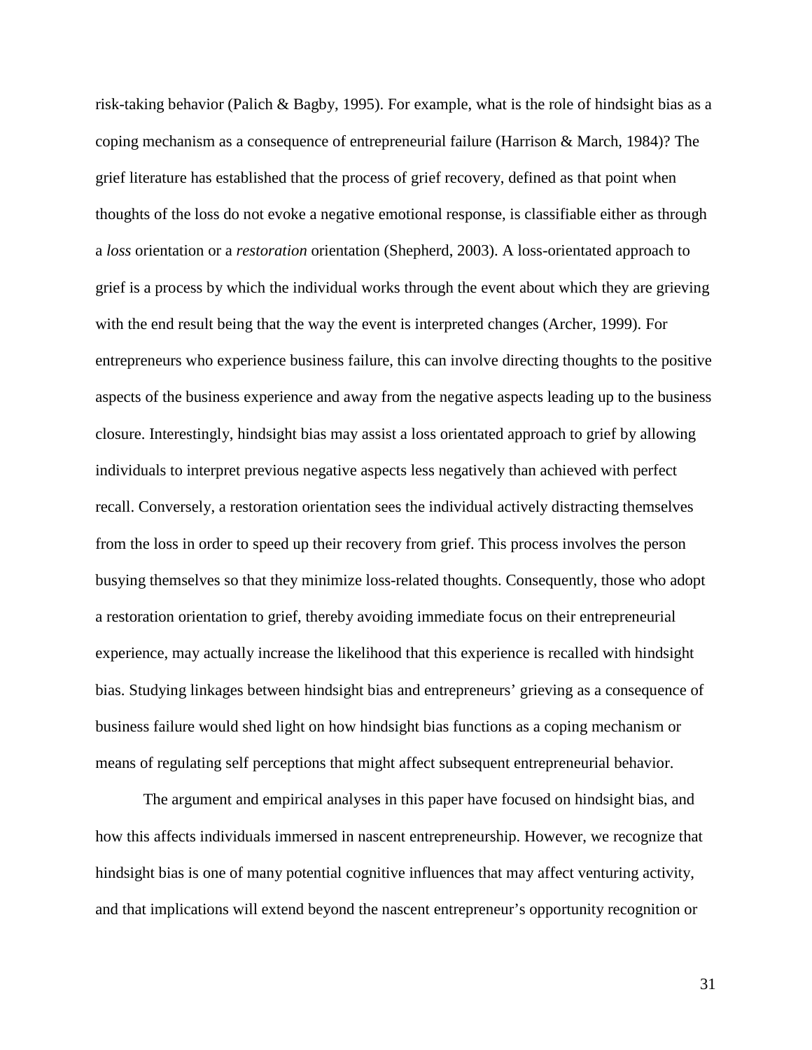risk-taking behavior (Palich & Bagby, 1995). For example, what is the role of hindsight bias as a coping mechanism as a consequence of entrepreneurial failure (Harrison & March, 1984)? The grief literature has established that the process of grief recovery, defined as that point when thoughts of the loss do not evoke a negative emotional response, is classifiable either as through a *loss* orientation or a *restoration* orientation (Shepherd, 2003). A loss-orientated approach to grief is a process by which the individual works through the event about which they are grieving with the end result being that the way the event is interpreted changes (Archer, 1999). For entrepreneurs who experience business failure, this can involve directing thoughts to the positive aspects of the business experience and away from the negative aspects leading up to the business closure. Interestingly, hindsight bias may assist a loss orientated approach to grief by allowing individuals to interpret previous negative aspects less negatively than achieved with perfect recall. Conversely, a restoration orientation sees the individual actively distracting themselves from the loss in order to speed up their recovery from grief. This process involves the person busying themselves so that they minimize loss-related thoughts. Consequently, those who adopt a restoration orientation to grief, thereby avoiding immediate focus on their entrepreneurial experience, may actually increase the likelihood that this experience is recalled with hindsight bias. Studying linkages between hindsight bias and entrepreneurs' grieving as a consequence of business failure would shed light on how hindsight bias functions as a coping mechanism or means of regulating self perceptions that might affect subsequent entrepreneurial behavior.

The argument and empirical analyses in this paper have focused on hindsight bias, and how this affects individuals immersed in nascent entrepreneurship. However, we recognize that hindsight bias is one of many potential cognitive influences that may affect venturing activity, and that implications will extend beyond the nascent entrepreneur's opportunity recognition or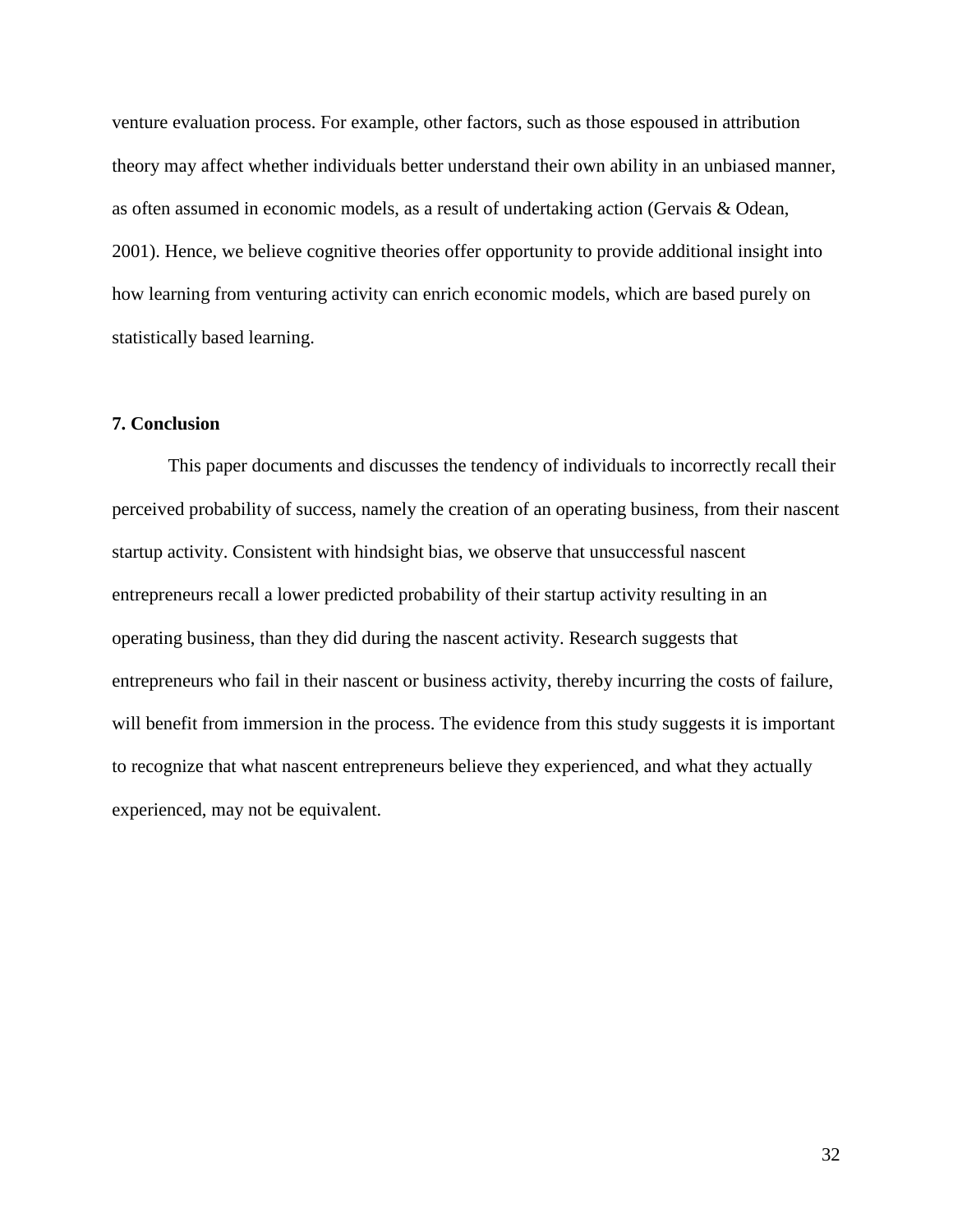venture evaluation process. For example, other factors, such as those espoused in attribution theory may affect whether individuals better understand their own ability in an unbiased manner, as often assumed in economic models, as a result of undertaking action (Gervais & Odean, 2001). Hence, we believe cognitive theories offer opportunity to provide additional insight into how learning from venturing activity can enrich economic models, which are based purely on statistically based learning.

## 7. Conclusion

This paper documents and discusses the tendency of individuals to incorrectly recall their perceived probability of success, namely the creation of an operating business, from their nascent startup activity. Consistent with hindsight bias, we observe that unsuccessful nascent entrepreneurs recall a lower predicted probability of their startup activity resulting in an operating business, than they did during the nascent activity. Research suggests that entrepreneurs who fail in their nascent or business activity, thereby incurring the costs of failure, will benefit from immersion in the process. The evidence from this study suggests it is important to recognize that what nascent entrepreneurs believe they experienced, and what they actually experienced, may not be equivalent.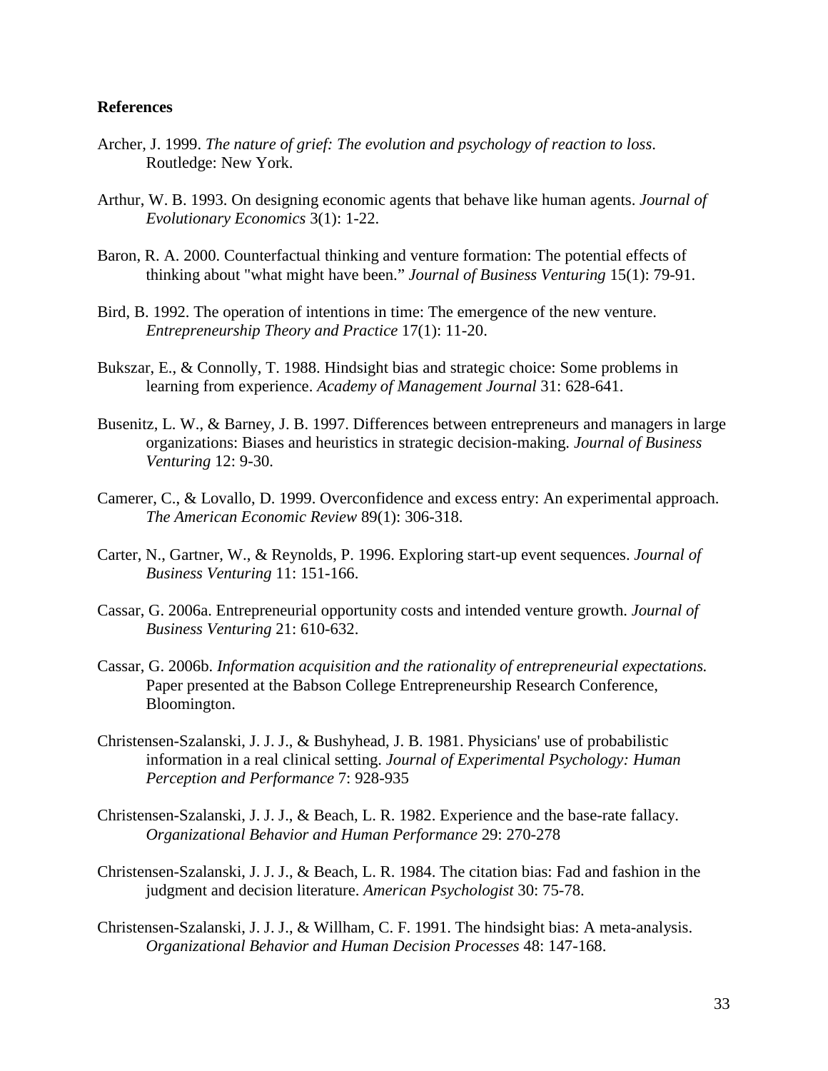**References**

Archer, J. 1999. *The nature of grief: The evolution and psychology of reaction to loss*. Routledge: New York.

Arthur, W. B. 1993. On designing economic agents that behave like human agents. *Journal of Evolutionary Economics* 3(1): 1-22.

Baron, R. A. 2000. Counterfactual thinking and venture formation: The potential effects of thinking about "what might have been." *Journal of Business Venturing* 15(1): 79-91.

Bird, B. 1992. The operation of intentions in time: The emergence of the new venture. *Entrepreneurship Theory and Practice* 17(1): 11-20.

Bukszar, E., & Connolly, T. 1988. Hindsight bias and strategic choice: Some problems in learning from experience. *Academy of Management Journal* 31: 628-641.

Busenitz, L. W., & Barney, J. B. 1997. Differences between entrepreneurs and managers in large organizations: Biases and heuristics in strategic decision-making. *Journal of Business Venturing* 12: 9-30.

Camerer, C., & Lovallo, D. 1999. Overconfidence and excess entry: An experimental approach. *The American Economic Review* 89(1): 306-318.

Carter, N., Gartner, W., & Reynolds, P. 1996. Exploring start-up event sequences. *Journal of Business Venturing* 11: 151-166.

Cassar, G. 2006a. Entrepreneurial opportunity costs and intended venture growth. *Journal of Business Venturing* 21: 610-632.

Cassar, G. 2006b. *Information acquisition and the rationality of entrepreneurial expectations.* Paper presented at the Babson College Entrepreneurship Research Conference, Bloomington.

Christensen-Szalanski, J. J. J., & Bushyhead, J. B. 1981. Physicians' use of probabilistic information in a real clinical setting. *Journal of Experimental Psychology: Human Perception and Performance* 7: 928-935

Christensen-Szalanski, J. J. J., & Beach, L. R. 1982. Experience and the base-rate fallacy. *Organizational Behavior and Human Performance* 29: 270-278

Christensen-Szalanski, J. J. J., & Beach, L. R. 1984. The citation bias: Fad and fashion in the judgment and decision literature. *American Psychologist* 30: 75-78.

Christensen-Szalanski, J. J. J., & Willham, C. F. 1991. The hindsight bias: A meta-analysis. *Organizational Behavior and Human Decision Processes* 48: 147-168.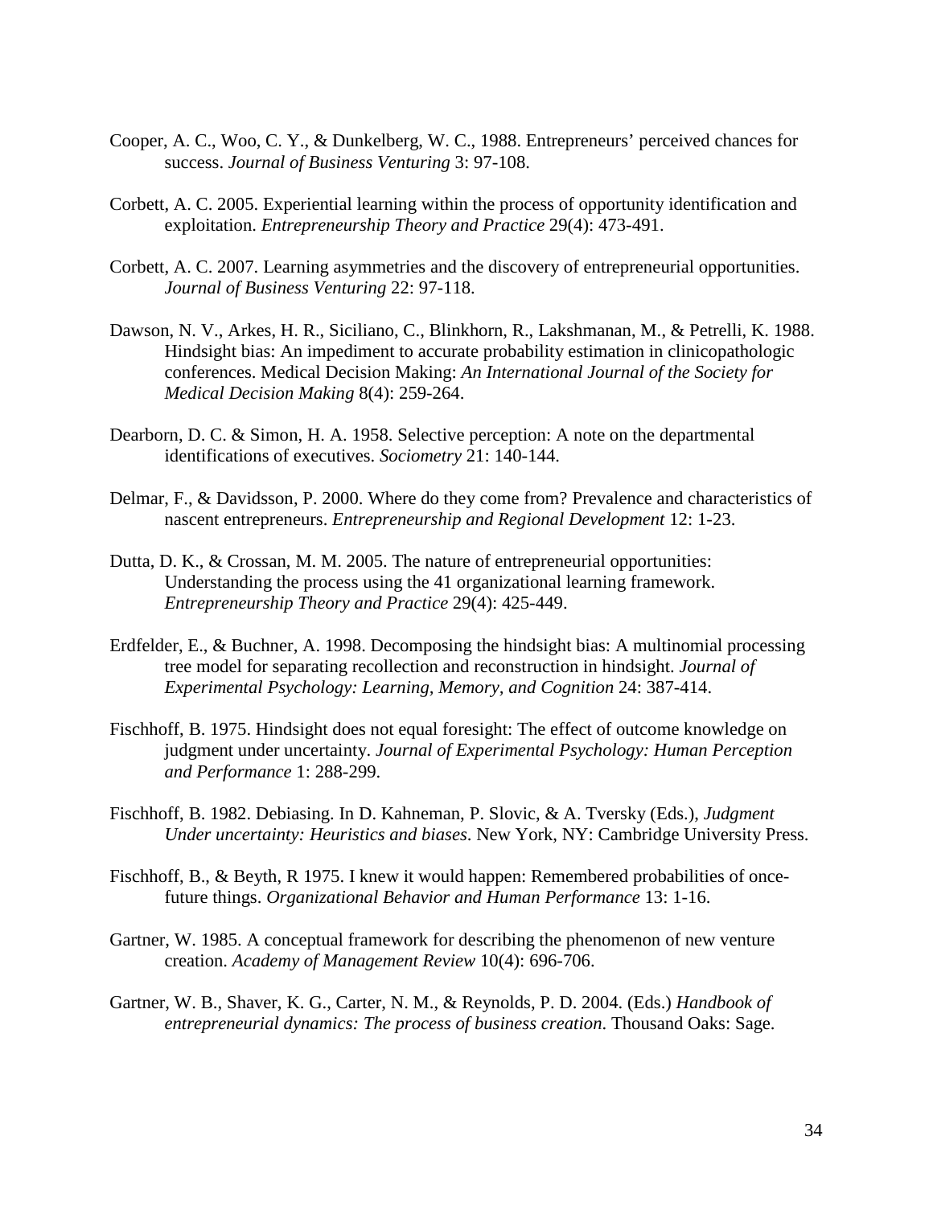Cooper, A. C., Woo, C. Y., & Dunkelberg, W. C., 1988. Entrepreneurs' perceived chances for success. *Journal of Business Venturing* 3: 97-108.

Corbett, A. C. 2005. Experiential learning within the process of opportunity identification and exploitation. *Entrepreneurship Theory and Practice* 29(4): 473-491.

Corbett, A. C. 2007. Learning asymmetries and the discovery of entrepreneurial opportunities. *Journal of Business Venturing* 22: 97-118.

Dawson, N. V., Arkes, H. R., Siciliano, C., Blinkhorn, R., Lakshmanan, M., & Petrelli, K. 1988. Hindsight bias: An impediment to accurate probability estimation in clinicopathologic conferences. Medical Decision Making: *An International Journal of the Society for Medical Decision Making* 8(4): 259-264.

Dearborn, D. C. & Simon, H. A. 1958. Selective perception: A note on the departmental identifications of executives. *Sociometry* 21: 140-144.

Delmar, F., & Davidsson, P. 2000. Where do they come from? Prevalence and characteristics of nascent entrepreneurs. *Entrepreneurship and Regional Development* 12: 1-23.

Dutta, D. K., & Crossan, M. M. 2005. The nature of entrepreneurial opportunities: Understanding the process using the 41 organizational learning framework. *Entrepreneurship Theory and Practice* 29(4): 425-449.

Erdfelder, E., & Buchner, A. 1998. Decomposing the hindsight bias: A multinomial processing tree model for separating recollection and reconstruction in hindsight. *Journal of Experimental Psychology: Learning, Memory, and Cognition* 24: 387-414.

Fischhoff, B. 1975. Hindsight does not equal foresight: The effect of outcome knowledge on judgment under uncertainty. *Journal of Experimental Psychology: Human Perception and Performance* 1: 288-299.

Fischhoff, B. 1982. Debiasing. In D. Kahneman, P. Slovic, & A. Tversky (Eds.), *Judgment Under uncertainty: Heuristics and biases*. New York, NY: Cambridge University Press.

Fischhoff, B., & Beyth, R 1975. I knew it would happen: Remembered probabilities of once-future things. *Organizational Behavior and Human Performance* 13: 1-16.

Gartner, W. 1985. A conceptual framework for describing the phenomenon of new venture creation. *Academy of Management Review* 10(4): 696-706.

Gartner, W. B., Shaver, K. G., Carter, N. M., & Reynolds, P. D. 2004. (Eds.) *Handbook of entrepreneurial dynamics: The process of business creation*. Thousand Oaks: Sage.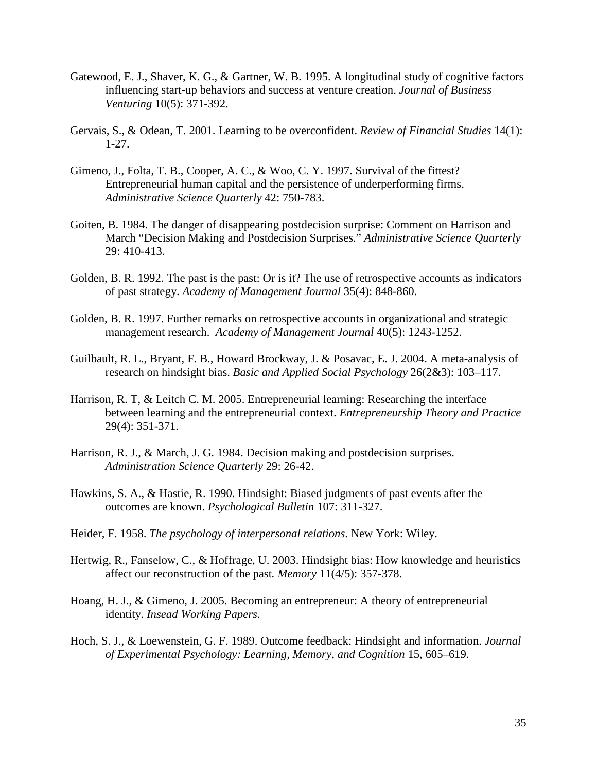Gatewood, E. J., Shaver, K. G., & Gartner, W. B. 1995. A longitudinal study of cognitive factors influencing start-up behaviors and success at venture creation. *Journal of Business Venturing* 10(5): 371-392.

Gervais, S., & Odean, T. 2001. Learning to be overconfident. *Review of Financial Studies* 14(1): 1-27.

Gimeno, J., Folta, T. B., Cooper, A. C., & Woo, C. Y. 1997. Survival of the fittest? Entrepreneurial human capital and the persistence of underperforming firms. *Administrative Science Quarterly* 42: 750-783.

Goiten, B. 1984. The danger of disappearing postdecision surprise: Comment on Harrison and March "Decision Making and Postdecision Surprises." *Administrative Science Quarterly* 29: 410-413.

Golden, B. R. 1992. The past is the past: Or is it? The use of retrospective accounts as indicators of past strategy. *Academy of Management Journal* 35(4): 848-860.

Golden, B. R. 1997. Further remarks on retrospective accounts in organizational and strategic management research. *Academy of Management Journal* 40(5): 1243-1252.

Guilbault, R. L., Bryant, F. B., Howard Brockway, J. & Posavac, E. J. 2004. A meta-analysis of research on hindsight bias. *Basic and Applied Social Psychology* 26(2&3): 103–117.

Harrison, R. T, & Leitch C. M. 2005. Entrepreneurial learning: Researching the interface between learning and the entrepreneurial context. *Entrepreneurship Theory and Practice* 29(4): 351-371.

Harrison, R. J., & March, J. G. 1984. Decision making and postdecision surprises. *Administration Science Quarterly* 29: 26-42.

Hawkins, S. A., & Hastie, R. 1990. Hindsight: Biased judgments of past events after the outcomes are known. *Psychological Bulletin* 107: 311-327.

Heider, F. 1958. *The psychology of interpersonal relations*. New York: Wiley.

Hertwig, R., Fanselow, C., & Hoffrage, U. 2003. Hindsight bias: How knowledge and heuristics affect our reconstruction of the past. *Memory* 11(4/5): 357-378.

Hoang, H. J., & Gimeno, J. 2005. Becoming an entrepreneur: A theory of entrepreneurial identity. *Insead Working Papers.*

Hoch, S. J., & Loewenstein, G. F. 1989. Outcome feedback: Hindsight and information. *Journal of Experimental Psychology: Learning, Memory, and Cognition* 15, 605–619.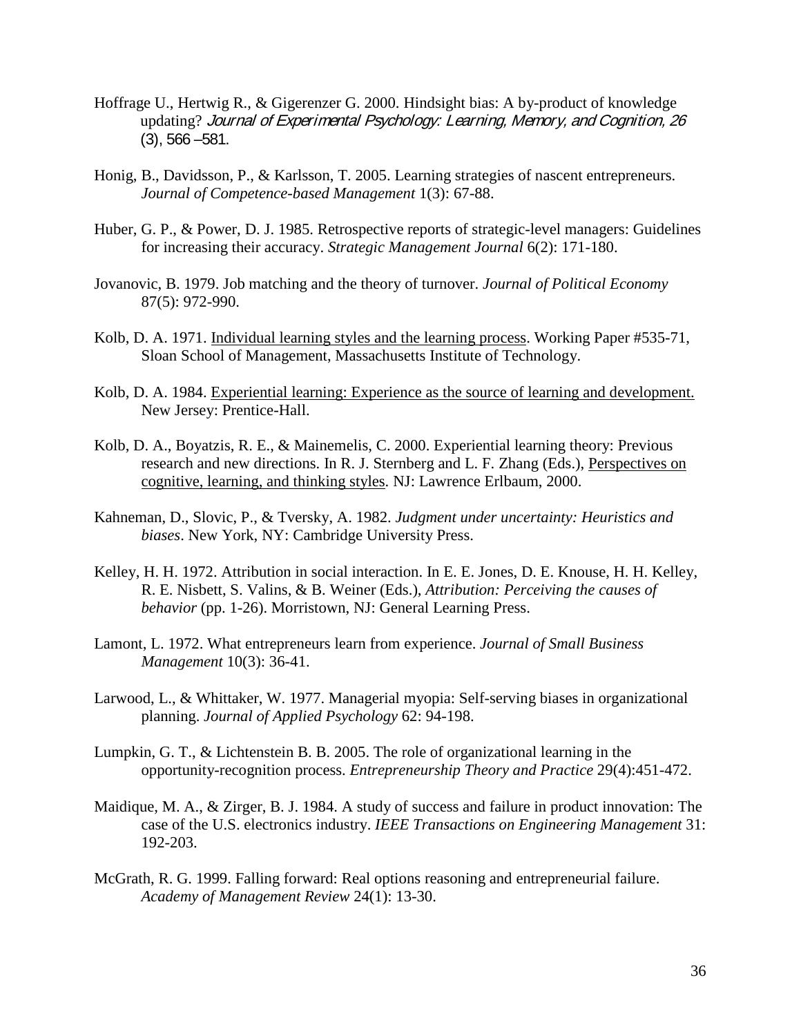Hoffrage U., Hertwig R., & Gigerenzer G. 2000. Hindsight bias: A by-product of knowledge updating? *Journal of Experimental Psychology: Learning, Memory, and Cognition, 26* (3), 566 –581.

Honig, B., Davidsson, P., & Karlsson, T. 2005. Learning strategies of nascent entrepreneurs. *Journal of Competence-based Management* 1(3): 67-88.

Huber, G. P., & Power, D. J. 1985. Retrospective reports of strategic-level managers: Guidelines for increasing their accuracy. *Strategic Management Journal* 6(2): 171-180.

Jovanovic, B. 1979. Job matching and the theory of turnover. *Journal of Political Economy* 87(5): 972-990.

Kolb, D. A. 1971. Individual learning styles and the learning process. Working Paper #535-71, Sloan School of Management, Massachusetts Institute of Technology.

Kolb, D. A. 1984. Experiential learning: Experience as the source of learning and development. New Jersey: Prentice-Hall.

Kolb, D. A., Boyatzis, R. E., & Mainemelis, C. 2000. Experiential learning theory: Previous research and new directions. In R. J. Sternberg and L. F. Zhang (Eds.), Perspectives on cognitive, learning, and thinking styles. NJ: Lawrence Erlbaum, 2000.

Kahneman, D., Slovic, P., & Tversky, A. 1982. *Judgment under uncertainty: Heuristics and biases*. New York, NY: Cambridge University Press.

Kelley, H. H. 1972. Attribution in social interaction. In E. E. Jones, D. E. Knouse, H. H. Kelley, R. E. Nisbett, S. Valins, & B. Weiner (Eds.), *Attribution: Perceiving the causes of behavior* (pp. 1-26). Morristown, NJ: General Learning Press.

Lamont, L. 1972. What entrepreneurs learn from experience. *Journal of Small Business Management* 10(3): 36-41.

Larwood, L., & Whittaker, W. 1977. Managerial myopia: Self-serving biases in organizational planning. *Journal of Applied Psychology* 62: 94-198.

Lumpkin, G. T., & Lichtenstein B. B. 2005. The role of organizational learning in the opportunity-recognition process. *Entrepreneurship Theory and Practice* 29(4):451-472.

Maidique, M. A., & Zirger, B. J. 1984. A study of success and failure in product innovation: The case of the U.S. electronics industry. *IEEE Transactions on Engineering Management* 31: 192-203.

McGrath, R. G. 1999. Falling forward: Real options reasoning and entrepreneurial failure. *Academy of Management Review* 24(1): 13-30.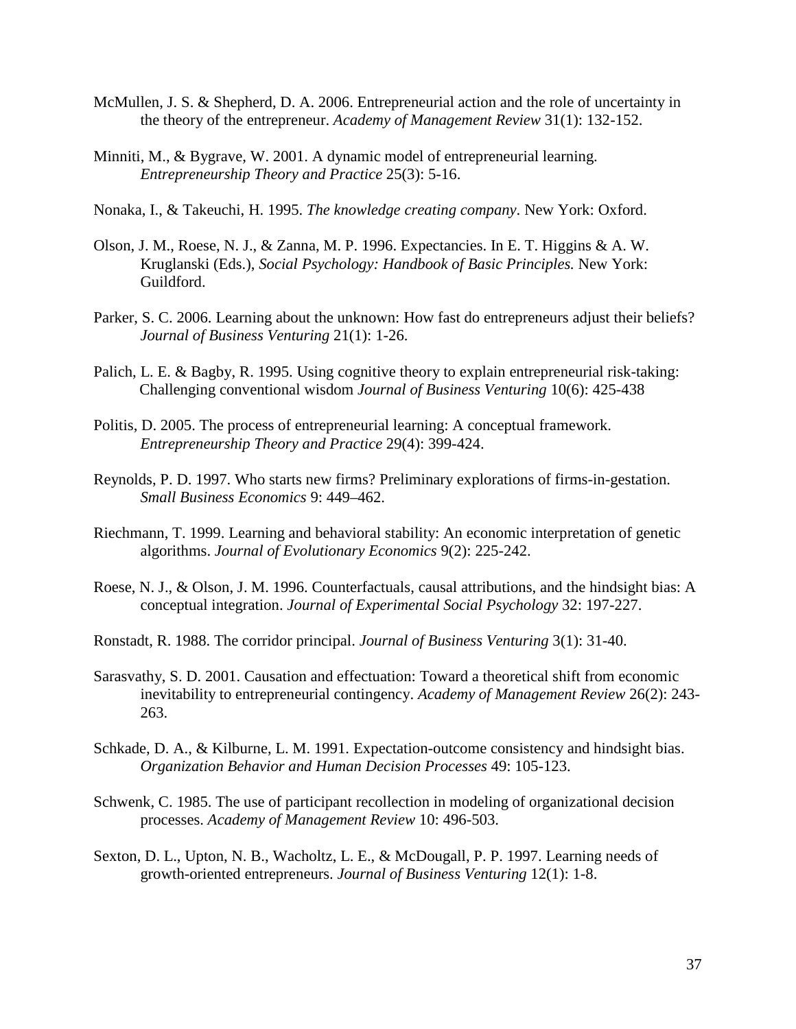McMullen, J. S. & Shepherd, D. A. 2006. Entrepreneurial action and the role of uncertainty in the theory of the entrepreneur. *Academy of Management Review* 31(1): 132-152.

Minniti, M., & Bygrave, W. 2001. A dynamic model of entrepreneurial learning. *Entrepreneurship Theory and Practice* 25(3): 5-16.

Nonaka, I., & Takeuchi, H. 1995. *The knowledge creating company*. New York: Oxford.

Olson, J. M., Roese, N. J., & Zanna, M. P. 1996. Expectancies. In E. T. Higgins & A. W. Kruglanski (Eds.), *Social Psychology: Handbook of Basic Principles.* New York: Guildford.

Parker, S. C. 2006. Learning about the unknown: How fast do entrepreneurs adjust their beliefs? *Journal of Business Venturing* 21(1): 1-26.

Palich, L. E. & Bagby, R. 1995. Using cognitive theory to explain entrepreneurial risk-taking: Challenging conventional wisdom *Journal of Business Venturing* 10(6): 425-438

Politis, D. 2005. The process of entrepreneurial learning: A conceptual framework. *Entrepreneurship Theory and Practice* 29(4): 399-424.

Reynolds, P. D. 1997. Who starts new firms? Preliminary explorations of firms-in-gestation. *Small Business Economics* 9: 449–462.

Riechmann, T. 1999. Learning and behavioral stability: An economic interpretation of genetic algorithms. *Journal of Evolutionary Economics* 9(2): 225-242.

Roese, N. J., & Olson, J. M. 1996. Counterfactuals, causal attributions, and the hindsight bias: A conceptual integration. *Journal of Experimental Social Psychology* 32: 197-227.

Ronstadt, R. 1988. The corridor principal. *Journal of Business Venturing* 3(1): 31-40.

Sarasvathy, S. D. 2001. Causation and effectuation: Toward a theoretical shift from economic inevitability to entrepreneurial contingency. *Academy of Management Review* 26(2): 243-263.

Schkade, D. A., & Kilburne, L. M. 1991. Expectation-outcome consistency and hindsight bias. *Organization Behavior and Human Decision Processes* 49: 105-123.

Schwenk, C. 1985. The use of participant recollection in modeling of organizational decision processes. *Academy of Management Review* 10: 496-503.

Sexton, D. L., Upton, N. B., Wacholtz, L. E., & McDougall, P. P. 1997. Learning needs of growth-oriented entrepreneurs. *Journal of Business Venturing* 12(1): 1-8.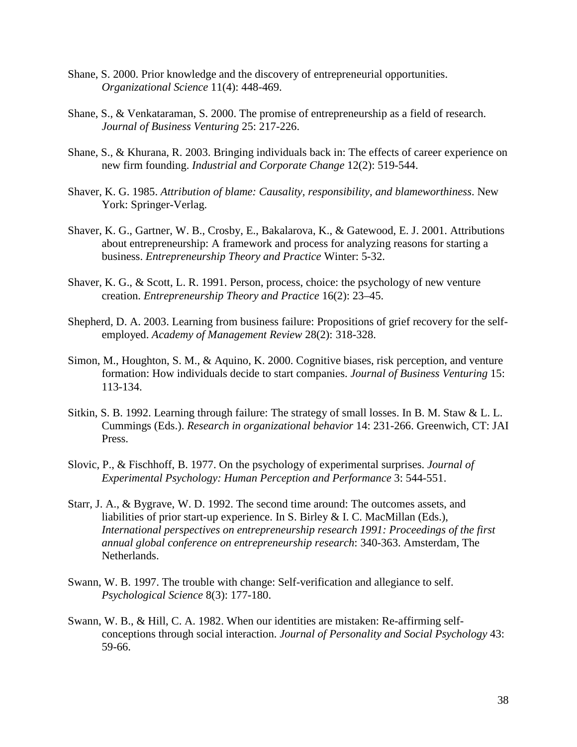Shane, S. 2000. Prior knowledge and the discovery of entrepreneurial opportunities. *Organizational Science* 11(4): 448-469.

Shane, S., & Venkataraman, S. 2000. The promise of entrepreneurship as a field of research. *Journal of Business Venturing* 25: 217-226.

Shane, S., & Khurana, R. 2003. Bringing individuals back in: The effects of career experience on new firm founding. *Industrial and Corporate Change* 12(2): 519-544.

Shaver, K. G. 1985. *Attribution of blame: Causality, responsibility, and blameworthiness*. New York: Springer-Verlag.

Shaver, K. G., Gartner, W. B., Crosby, E., Bakalarova, K., & Gatewood, E. J. 2001. Attributions about entrepreneurship: A framework and process for analyzing reasons for starting a business. *Entrepreneurship Theory and Practice* Winter: 5-32.

Shaver, K. G., & Scott, L. R. 1991. Person, process, choice: the psychology of new venture creation. *Entrepreneurship Theory and Practice* 16(2): 23–45.

Shepherd, D. A. 2003. Learning from business failure: Propositions of grief recovery for the self-employed. *Academy of Management Review* 28(2): 318-328.

Simon, M., Houghton, S. M., & Aquino, K. 2000. Cognitive biases, risk perception, and venture formation: How individuals decide to start companies. *Journal of Business Venturing* 15: 113-134.

Sitkin, S. B. 1992. Learning through failure: The strategy of small losses. In B. M. Staw & L. L. Cummings (Eds.). *Research in organizational behavior* 14: 231-266. Greenwich, CT: JAI Press.

Slovic, P., & Fischhoff, B. 1977. On the psychology of experimental surprises. *Journal of Experimental Psychology: Human Perception and Performance* 3: 544-551.

Starr, J. A., & Bygrave, W. D. 1992. The second time around: The outcomes assets, and liabilities of prior start-up experience. In S. Birley & I. C. MacMillan (Eds.), *International perspectives on entrepreneurship research 1991: Proceedings of the first annual global conference on entrepreneurship research*: 340-363. Amsterdam, The Netherlands.

Swann, W. B. 1997. The trouble with change: Self-verification and allegiance to self. *Psychological Science* 8(3): 177-180.

Swann, W. B., & Hill, C. A. 1982. When our identities are mistaken: Re-affirming self-conceptions through social interaction. *Journal of Personality and Social Psychology* 43: 59-66.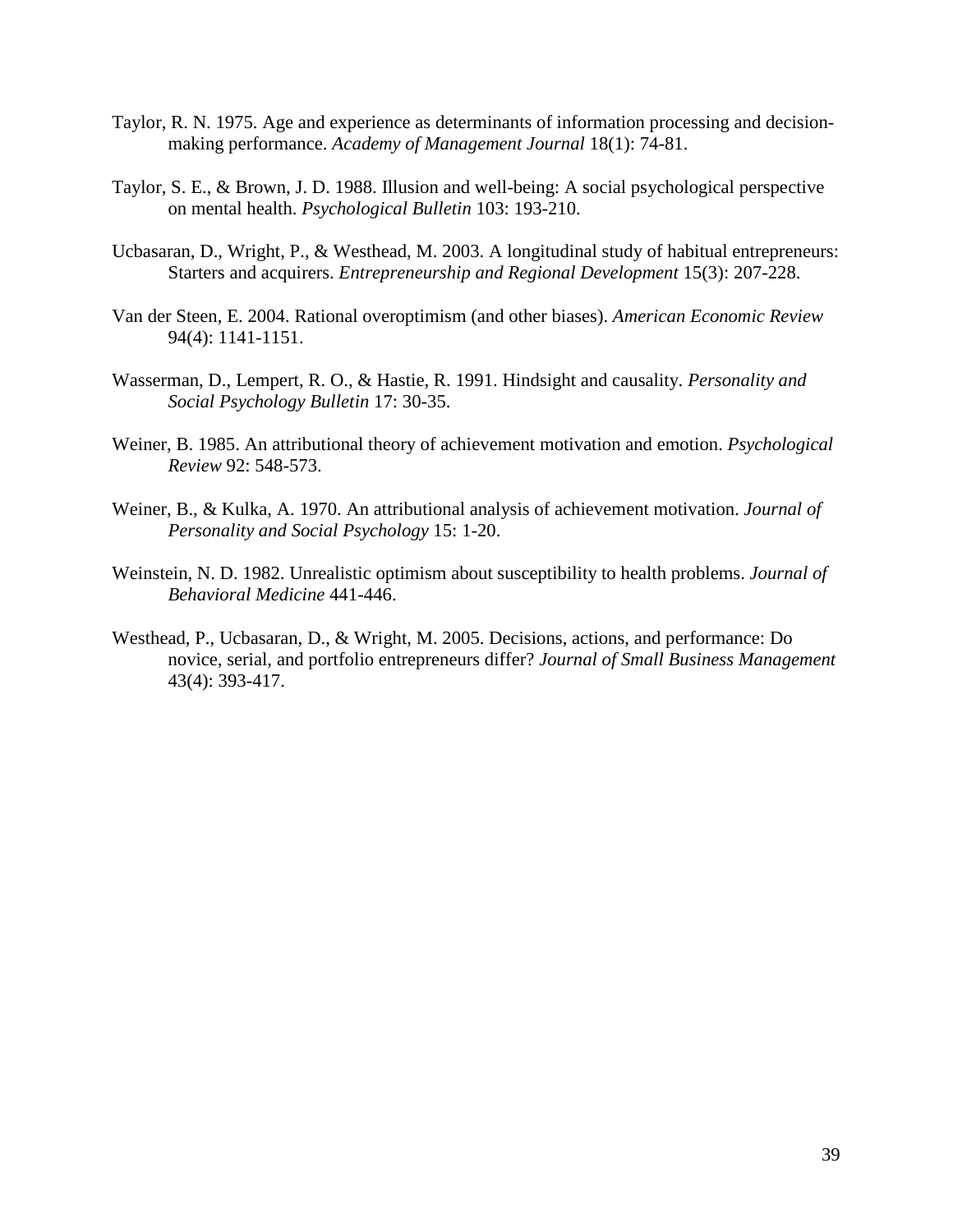Taylor, R. N. 1975. Age and experience as determinants of information processing and decision-making performance. *Academy of Management Journal* 18(1): 74-81.

Taylor, S. E., & Brown, J. D. 1988. Illusion and well-being: A social psychological perspective on mental health. *Psychological Bulletin* 103: 193-210.

Ucbasaran, D., Wright, P., & Westhead, M. 2003. A longitudinal study of habitual entrepreneurs: Starters and acquirers. *Entrepreneurship and Regional Development* 15(3): 207-228.

Van der Steen, E. 2004. Rational overoptimism (and other biases). *American Economic Review* 94(4): 1141-1151.

Wasserman, D., Lempert, R. O., & Hastie, R. 1991. Hindsight and causality. *Personality and Social Psychology Bulletin* 17: 30-35.

Weiner, B. 1985. An attributional theory of achievement motivation and emotion. *Psychological Review* 92: 548-573.

Weiner, B., & Kulka, A. 1970. An attributional analysis of achievement motivation. *Journal of Personality and Social Psychology* 15: 1-20.

Weinstein, N. D. 1982. Unrealistic optimism about susceptibility to health problems. *Journal of Behavioral Medicine* 441-446.

Westhead, P., Ucbasaran, D., & Wright, M. 2005. Decisions, actions, and performance: Do novice, serial, and portfolio entrepreneurs differ? *Journal of Small Business Management* 43(4): 393-417.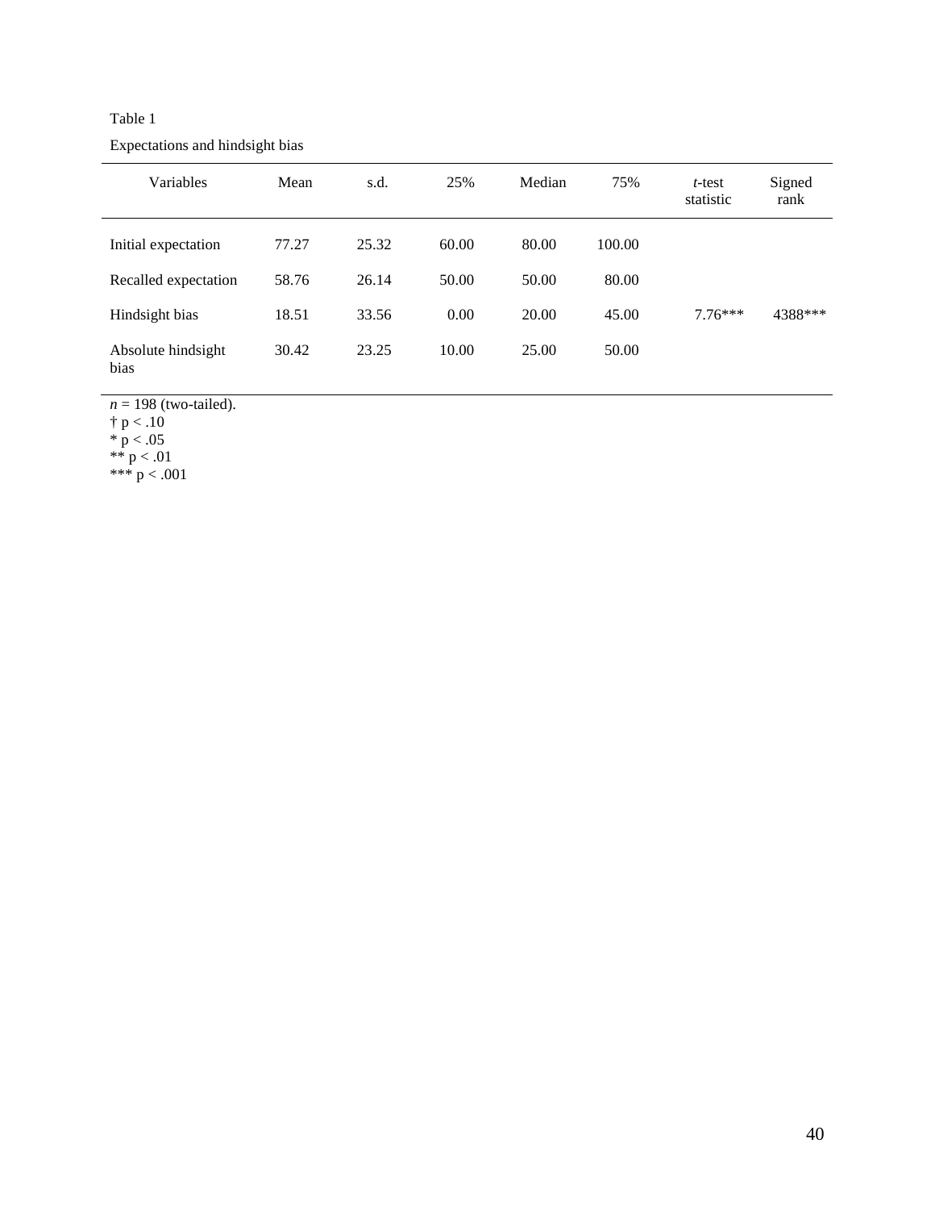Table 1

Expectations and hindsight bias

| Variables | Mean | s.d. | 25% | Median | 75% | *t*-test statistic | Signed rank |
|---|---|---|---|---|---|---|---|
| Initial expectation | 77.27 | 25.32 | 60.00 | 80.00 | 100.00 | | |
| Recalled expectation | 58.76 | 26.14 | 50.00 | 50.00 | 80.00 | | |
| Hindsight bias | 18.51 | 33.56 | 0.00 | 20.00 | 45.00 | 7.76*** | 4388*** |
| Absolute hindsight bias | 30.42 | 23.25 | 10.00 | 25.00 | 50.00 | | |

*n* = 198 (two-tailed).
† $p < .10$
* $p < .05$
** $p < .01$
*** $p < .001$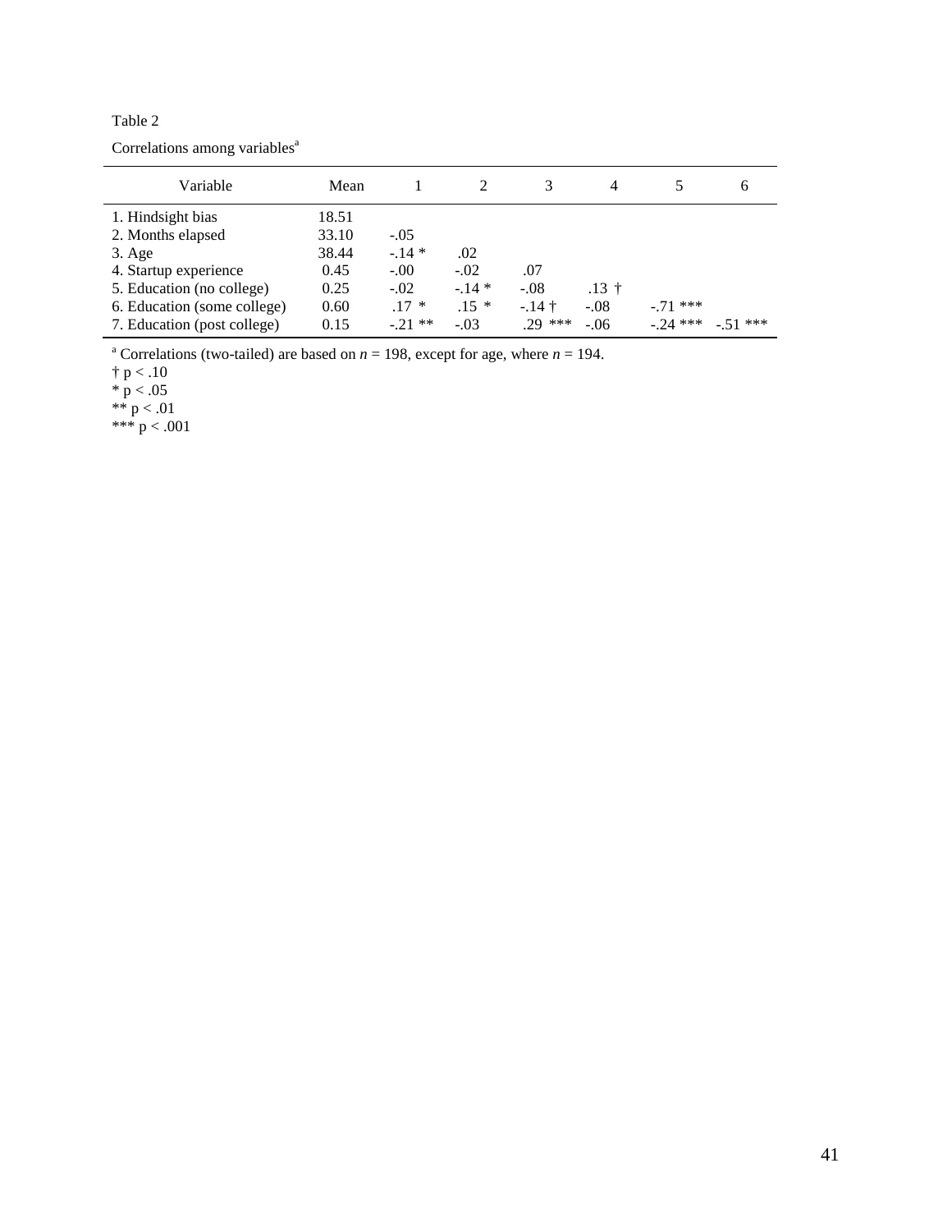Table 2

Correlations among variables[a]

| Variable | Mean | 1 | 2 | 3 | 4 | 5 | 6 |
|---|---|---|---|---|---|---|---|
| 1. Hindsight bias | 18.51 | | | | | | |
| 2. Months elapsed | 33.10 | -.05 | | | | | |
| 3. Age | 38.44 | -.14 * | .02 | | | | |
| 4. Startup experience | 0.45 | -.00 | -.02 | .07 | | | |
| 5. Education (no college) | 0.25 | -.02 | -.14 * | -.08 | .13 † | | |
| 6. Education (some college) | 0.60 | .17 * | .15 * | -.14 † | -.08 | -.71 *** | |
| 7. Education (post college) | 0.15 | -.21 ** | -.03 | .29 *** | -.06 | -.24 *** | -.51 *** |

[a] Correlations (two-tailed) are based on $n$ = 198, except for age, where $n$ = 194.

† $p < .10$

* $p < .05$

** $p < .01$

*** $p < .001$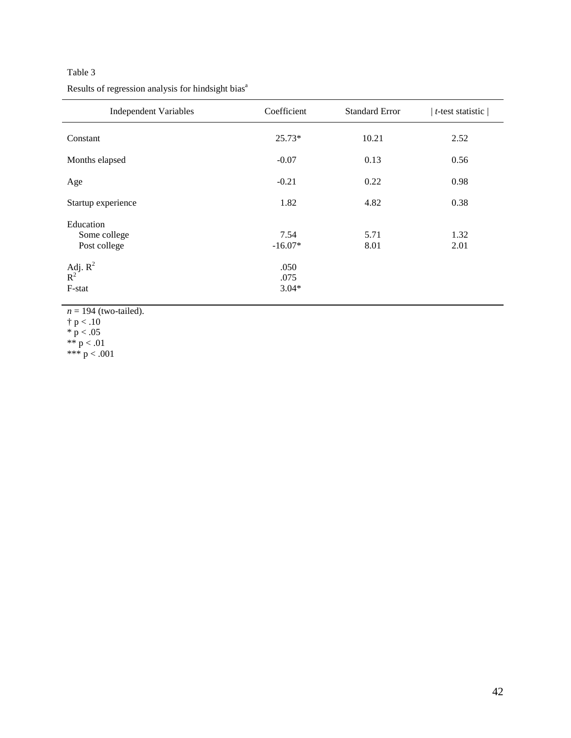Table 3

Results of regression analysis for hindsight bias[a]

| Independent Variables | Coefficient | Standard Error | \| *t*-test statistic \| |
|---|---|---|---|
| Constant | 25.73* | 10.21 | 2.52 |
| Months elapsed | -0.07 | 0.13 | 0.56 |
| Age | -0.21 | 0.22 | 0.98 |
| Startup experience | 1.82 | 4.82 | 0.38 |
| Education | | | |
| Some college | 7.54 | 5.71 | 1.32 |
| Post college | -16.07* | 8.01 | 2.01 |
| Adj. $R^2$ | .050 | | |
| $R^2$ | .075 | | |
| F-stat | 3.04* | | |

*n* = 194 (two-tailed).
† $p < .10$
* $p < .05$
** $p < .01$
*** $p < .001$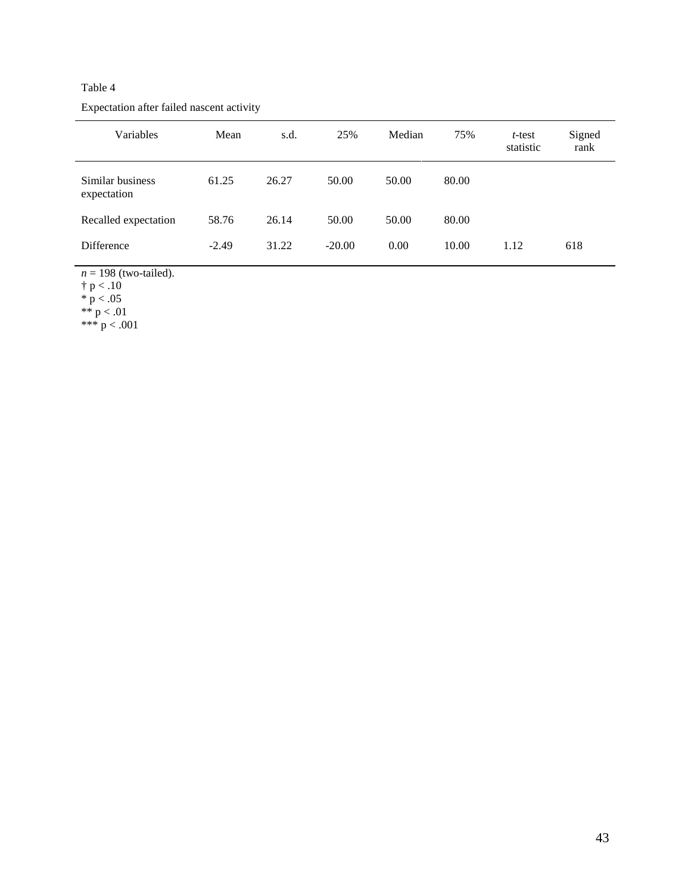Table 4

Expectation after failed nascent activity

| Variables | Mean | s.d. | 25% | Median | 75% | *t*-test statistic | Signed rank |
|---|---|---|---|---|---|---|---|
| Similar business expectation | 61.25 | 26.27 | 50.00 | 50.00 | 80.00 | | |
| Recalled expectation | 58.76 | 26.14 | 50.00 | 50.00 | 80.00 | | |
| Difference | -2.49 | 31.22 | -20.00 | 0.00 | 10.00 | 1.12 | 618 |

$n = 198$ (two-tailed).
† $p < .10$
* $p < .05$
** $p < .01$
*** $p < .001$